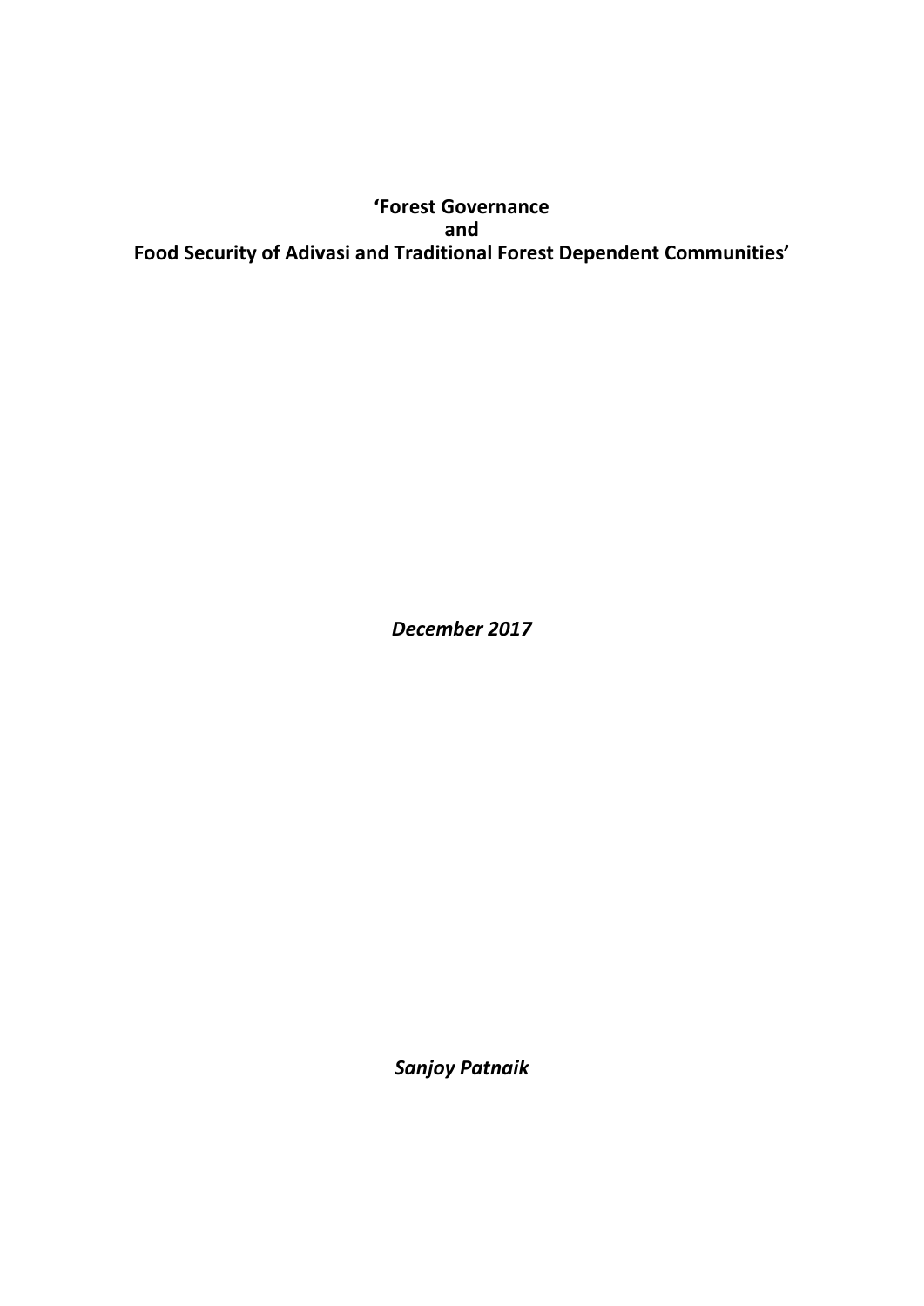# 'Forest Governance and Food Security of Adivasi and Traditional Forest Dependent Communities'

***December 2017***

***Sanjoy Patnaik***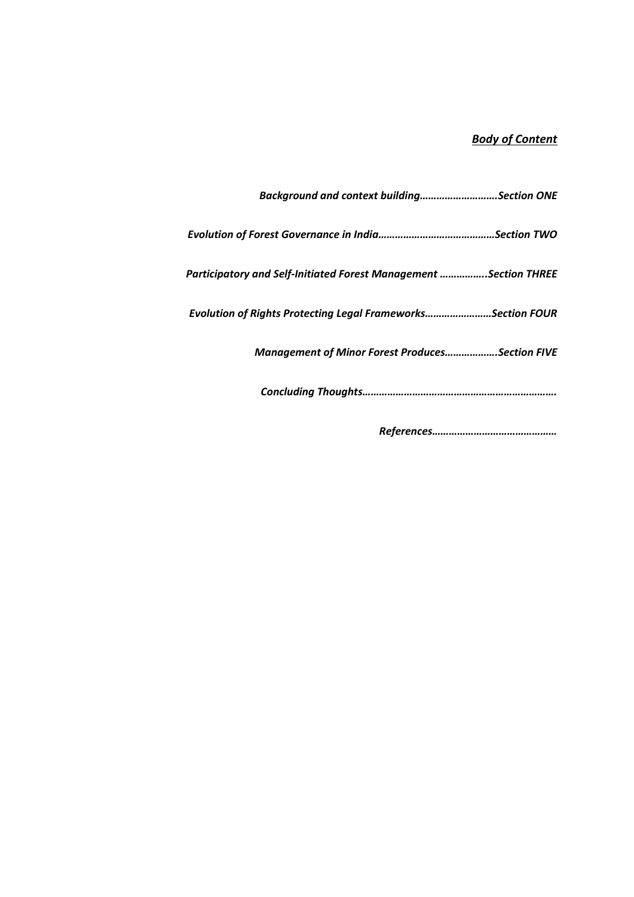## ***Body of Content***

***Background and context building……………………….Section ONE***

***Evolution of Forest Governance in India……………………………………Section TWO***

***Participatory and Self-Initiated Forest Management ……………..Section THREE***

***Evolution of Rights Protecting Legal Frameworks……………………Section FOUR***

***Management of Minor Forest Produces……………….Section FIVE***

***Concluding Thoughts…………………………………………………………….***

***References………………………………………***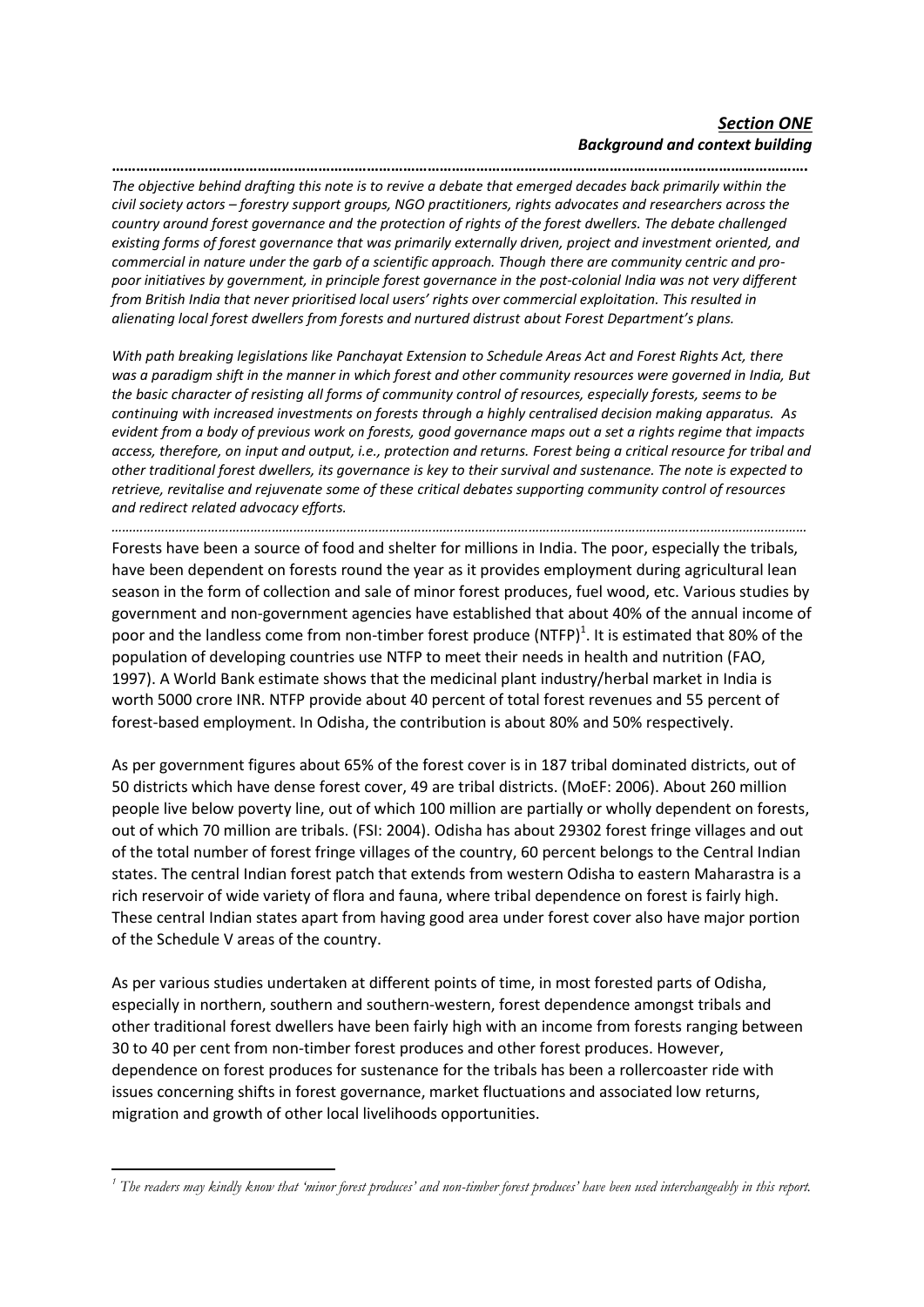***Section ONE***
***Background and context building***

*The objective behind drafting this note is to revive a debate that emerged decades back primarily within the civil society actors – forestry support groups, NGO practitioners, rights advocates and researchers across the country around forest governance and the protection of rights of the forest dwellers. The debate challenged existing forms of forest governance that was primarily externally driven, project and investment oriented, and commercial in nature under the garb of a scientific approach. Though there are community centric and pro-poor initiatives by government, in principle forest governance in the post-colonial India was not very different from British India that never prioritised local users' rights over commercial exploitation. This resulted in alienating local forest dwellers from forests and nurtured distrust about Forest Department's plans.*

*With path breaking legislations like Panchayat Extension to Schedule Areas Act and Forest Rights Act, there was a paradigm shift in the manner in which forest and other community resources were governed in India, But the basic character of resisting all forms of community control of resources, especially forests, seems to be continuing with increased investments on forests through a highly centralised decision making apparatus. As evident from a body of previous work on forests, good governance maps out a set a rights regime that impacts access, therefore, on input and output, i.e., protection and returns. Forest being a critical resource for tribal and other traditional forest dwellers, its governance is key to their survival and sustenance. The note is expected to retrieve, revitalise and rejuvenate some of these critical debates supporting community control of resources and redirect related advocacy efforts.*

Forests have been a source of food and shelter for millions in India. The poor, especially the tribals, have been dependent on forests round the year as it provides employment during agricultural lean season in the form of collection and sale of minor forest produces, fuel wood, etc. Various studies by government and non-government agencies have established that about 40% of the annual income of poor and the landless come from non-timber forest produce (NTFP)[1]. It is estimated that 80% of the population of developing countries use NTFP to meet their needs in health and nutrition (FAO, 1997). A World Bank estimate shows that the medicinal plant industry/herbal market in India is worth 5000 crore INR. NTFP provide about 40 percent of total forest revenues and 55 percent of forest-based employment. In Odisha, the contribution is about 80% and 50% respectively.

As per government figures about 65% of the forest cover is in 187 tribal dominated districts, out of 50 districts which have dense forest cover, 49 are tribal districts. (MoEF: 2006). About 260 million people live below poverty line, out of which 100 million are partially or wholly dependent on forests, out of which 70 million are tribals. (FSI: 2004). Odisha has about 29302 forest fringe villages and out of the total number of forest fringe villages of the country, 60 percent belongs to the Central Indian states. The central Indian forest patch that extends from western Odisha to eastern Maharastra is a rich reservoir of wide variety of flora and fauna, where tribal dependence on forest is fairly high. These central Indian states apart from having good area under forest cover also have major portion of the Schedule V areas of the country.

As per various studies undertaken at different points of time, in most forested parts of Odisha, especially in northern, southern and southern-western, forest dependence amongst tribals and other traditional forest dwellers have been fairly high with an income from forests ranging between 30 to 40 per cent from non-timber forest produces and other forest produces. However, dependence on forest produces for sustenance for the tribals has been a rollercoaster ride with issues concerning shifts in forest governance, market fluctuations and associated low returns, migration and growth of other local livelihoods opportunities.

[1] *The readers may kindly know that 'minor forest produces' and non-timber forest produces' have been used interchangeably in this report.*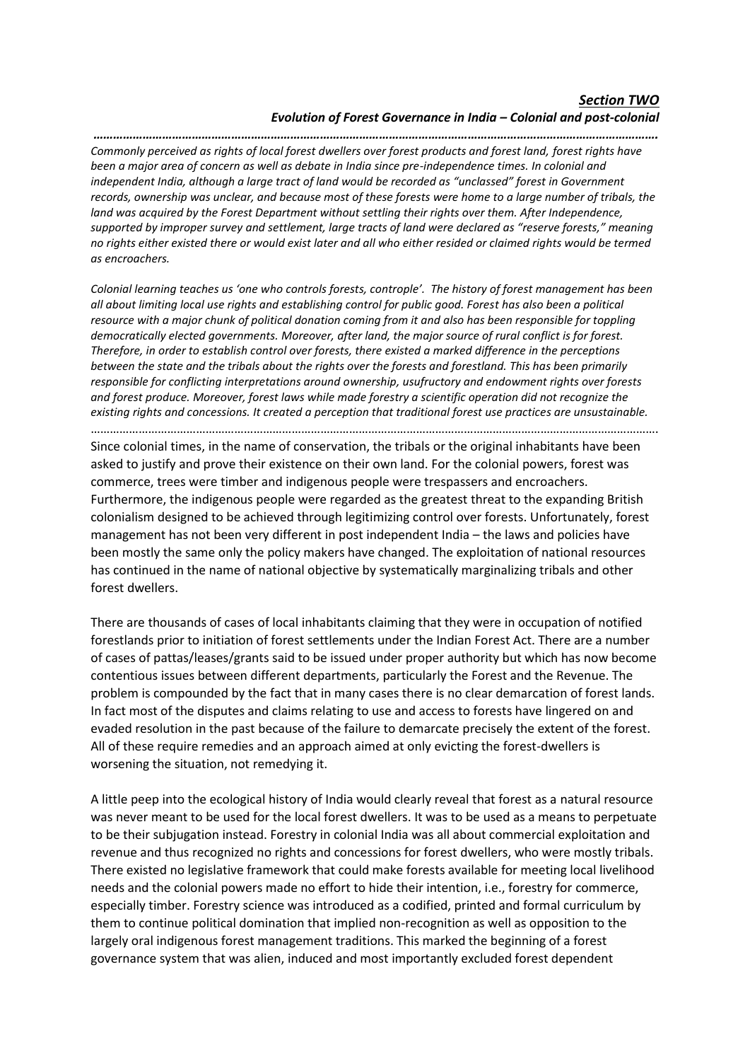## *Section TWO*

### *Evolution of Forest Governance in India – Colonial and post-colonial*

*……………………………………………………………………………………………………………………………………………………*

*Commonly perceived as rights of local forest dwellers over forest products and forest land, forest rights have been a major area of concern as well as debate in India since pre-independence times. In colonial and independent India, although a large tract of land would be recorded as "unclassed" forest in Government records, ownership was unclear, and because most of these forests were home to a large number of tribals, the land was acquired by the Forest Department without settling their rights over them. After Independence, supported by improper survey and settlement, large tracts of land were declared as "reserve forests," meaning no rights either existed there or would exist later and all who either resided or claimed rights would be termed as encroachers.*

*Colonial learning teaches us 'one who controls forests, controple'. The history of forest management has been all about limiting local use rights and establishing control for public good. Forest has also been a political resource with a major chunk of political donation coming from it and also has been responsible for toppling democratically elected governments. Moreover, after land, the major source of rural conflict is for forest. Therefore, in order to establish control over forests, there existed a marked difference in the perceptions between the state and the tribals about the rights over the forests and forestland. This has been primarily responsible for conflicting interpretations around ownership, usufructory and endowment rights over forests and forest produce. Moreover, forest laws while made forestry a scientific operation did not recognize the existing rights and concessions. It created a perception that traditional forest use practices are unsustainable.*

……………………………………………………………………………………………………………………………………………………

Since colonial times, in the name of conservation, the tribals or the original inhabitants have been asked to justify and prove their existence on their own land. For the colonial powers, forest was commerce, trees were timber and indigenous people were trespassers and encroachers. Furthermore, the indigenous people were regarded as the greatest threat to the expanding British colonialism designed to be achieved through legitimizing control over forests. Unfortunately, forest management has not been very different in post independent India – the laws and policies have been mostly the same only the policy makers have changed. The exploitation of national resources has continued in the name of national objective by systematically marginalizing tribals and other forest dwellers.

There are thousands of cases of local inhabitants claiming that they were in occupation of notified forestlands prior to initiation of forest settlements under the Indian Forest Act. There are a number of cases of pattas/leases/grants said to be issued under proper authority but which has now become contentious issues between different departments, particularly the Forest and the Revenue. The problem is compounded by the fact that in many cases there is no clear demarcation of forest lands. In fact most of the disputes and claims relating to use and access to forests have lingered on and evaded resolution in the past because of the failure to demarcate precisely the extent of the forest. All of these require remedies and an approach aimed at only evicting the forest-dwellers is worsening the situation, not remedying it.

A little peep into the ecological history of India would clearly reveal that forest as a natural resource was never meant to be used for the local forest dwellers. It was to be used as a means to perpetuate to be their subjugation instead. Forestry in colonial India was all about commercial exploitation and revenue and thus recognized no rights and concessions for forest dwellers, who were mostly tribals. There existed no legislative framework that could make forests available for meeting local livelihood needs and the colonial powers made no effort to hide their intention, i.e., forestry for commerce, especially timber. Forestry science was introduced as a codified, printed and formal curriculum by them to continue political domination that implied non-recognition as well as opposition to the largely oral indigenous forest management traditions. This marked the beginning of a forest governance system that was alien, induced and most importantly excluded forest dependent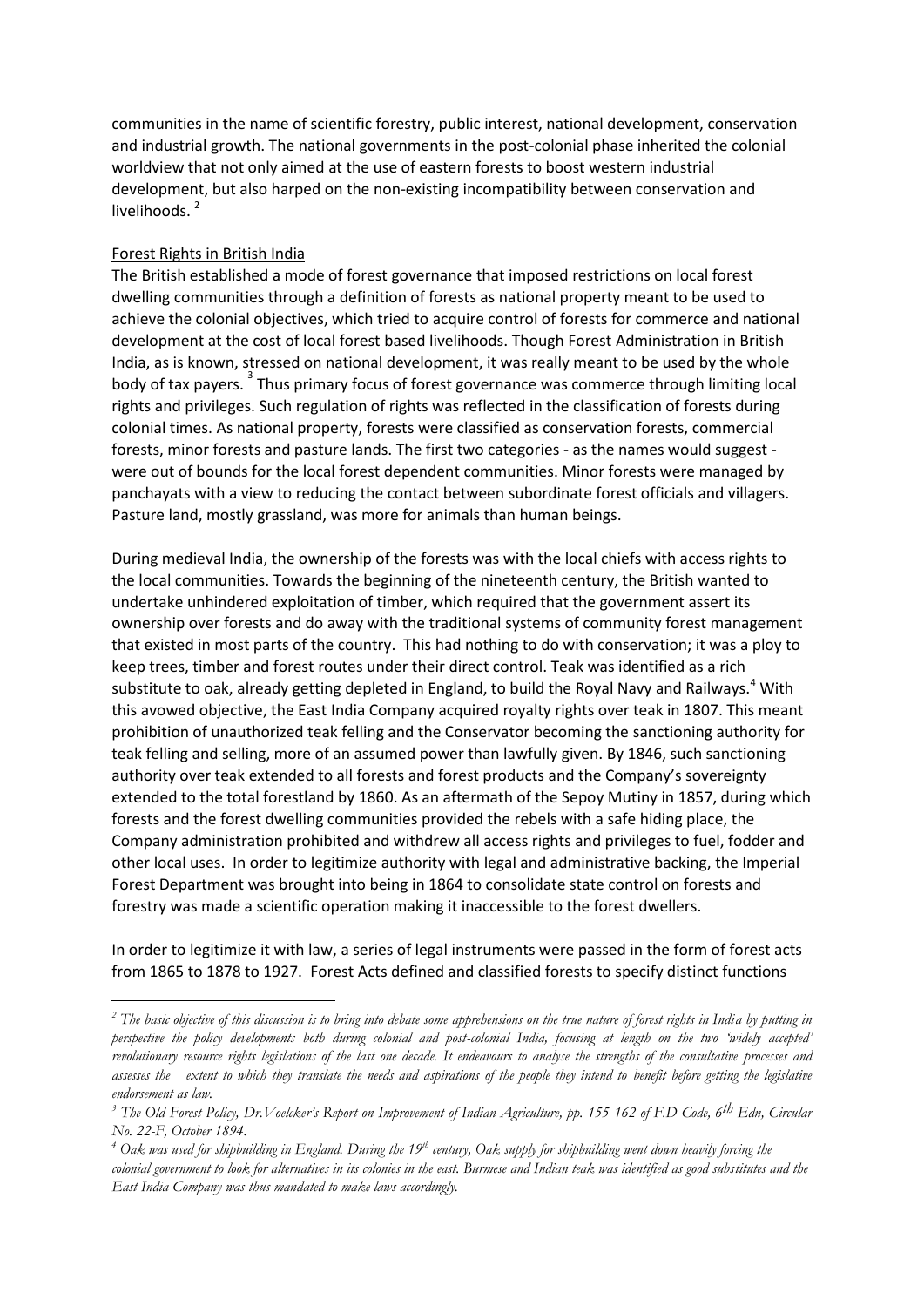communities in the name of scientific forestry, public interest, national development, conservation and industrial growth. The national governments in the post-colonial phase inherited the colonial worldview that not only aimed at the use of eastern forests to boost western industrial development, but also harped on the non-existing incompatibility between conservation and livelihoods. [2]

## Forest Rights in British India

The British established a mode of forest governance that imposed restrictions on local forest dwelling communities through a definition of forests as national property meant to be used to achieve the colonial objectives, which tried to acquire control of forests for commerce and national development at the cost of local forest based livelihoods. Though Forest Administration in British India, as is known, stressed on national development, it was really meant to be used by the whole body of tax payers. [3] Thus primary focus of forest governance was commerce through limiting local rights and privileges. Such regulation of rights was reflected in the classification of forests during colonial times. As national property, forests were classified as conservation forests, commercial forests, minor forests and pasture lands. The first two categories - as the names would suggest - were out of bounds for the local forest dependent communities. Minor forests were managed by panchayats with a view to reducing the contact between subordinate forest officials and villagers. Pasture land, mostly grassland, was more for animals than human beings.

During medieval India, the ownership of the forests was with the local chiefs with access rights to the local communities. Towards the beginning of the nineteenth century, the British wanted to undertake unhindered exploitation of timber, which required that the government assert its ownership over forests and do away with the traditional systems of community forest management that existed in most parts of the country. This had nothing to do with conservation; it was a ploy to keep trees, timber and forest routes under their direct control. Teak was identified as a rich substitute to oak, already getting depleted in England, to build the Royal Navy and Railways.[4] With this avowed objective, the East India Company acquired royalty rights over teak in 1807. This meant prohibition of unauthorized teak felling and the Conservator becoming the sanctioning authority for teak felling and selling, more of an assumed power than lawfully given. By 1846, such sanctioning authority over teak extended to all forests and forest products and the Company's sovereignty extended to the total forestland by 1860. As an aftermath of the Sepoy Mutiny in 1857, during which forests and the forest dwelling communities provided the rebels with a safe hiding place, the Company administration prohibited and withdrew all access rights and privileges to fuel, fodder and other local uses. In order to legitimize authority with legal and administrative backing, the Imperial Forest Department was brought into being in 1864 to consolidate state control on forests and forestry was made a scientific operation making it inaccessible to the forest dwellers.

In order to legitimize it with law, a series of legal instruments were passed in the form of forest acts from 1865 to 1878 to 1927. Forest Acts defined and classified forests to specify distinct functions

---

[2] *The basic objective of this discussion is to bring into debate some apprehensions on the true nature of forest rights in India by putting in perspective the policy developments both during colonial and post-colonial India, focusing at length on the two 'widely accepted' revolutionary resource rights legislations of the last one decade. It endeavours to analyse the strengths of the consultative processes and assesses the extent to which they translate the needs and aspirations of the people they intend to benefit before getting the legislative endorsement as law.*

[3] *The Old Forest Policy, Dr.Voelcker's Report on Improvement of Indian Agriculture, pp. 155-162 of F.D Code, 6th Edn, Circular No. 22-F, October 1894.*

[4] *Oak was used for shipbuilding in England. During the 19th century, Oak supply for shipbuilding went down heavily forcing the colonial government to look for alternatives in its colonies in the east. Burmese and Indian teak was identified as good substitutes and the East India Company was thus mandated to make laws accordingly.*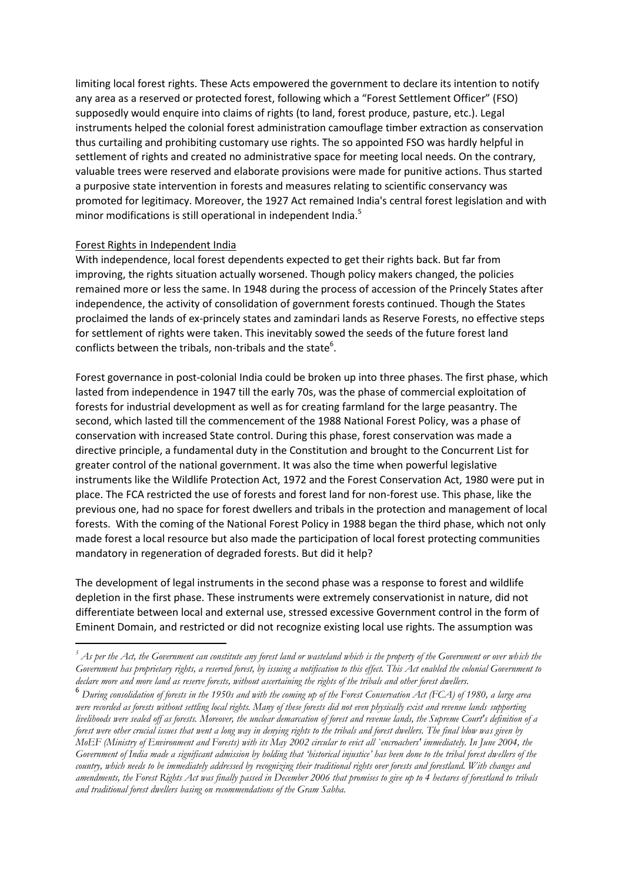limiting local forest rights. These Acts empowered the government to declare its intention to notify any area as a reserved or protected forest, following which a "Forest Settlement Officer" (FSO) supposedly would enquire into claims of rights (to land, forest produce, pasture, etc.). Legal instruments helped the colonial forest administration camouflage timber extraction as conservation thus curtailing and prohibiting customary use rights. The so appointed FSO was hardly helpful in settlement of rights and created no administrative space for meeting local needs. On the contrary, valuable trees were reserved and elaborate provisions were made for punitive actions. Thus started a purposive state intervention in forests and measures relating to scientific conservancy was promoted for legitimacy. Moreover, the 1927 Act remained India's central forest legislation and with minor modifications is still operational in independent India.[5]

<u>Forest Rights in Independent India</u>

With independence, local forest dependents expected to get their rights back. But far from improving, the rights situation actually worsened. Though policy makers changed, the policies remained more or less the same. In 1948 during the process of accession of the Princely States after independence, the activity of consolidation of government forests continued. Though the States proclaimed the lands of ex-princely states and zamindari lands as Reserve Forests, no effective steps for settlement of rights were taken. This inevitably sowed the seeds of the future forest land conflicts between the tribals, non-tribals and the state[6].

Forest governance in post-colonial India could be broken up into three phases. The first phase, which lasted from independence in 1947 till the early 70s, was the phase of commercial exploitation of forests for industrial development as well as for creating farmland for the large peasantry. The second, which lasted till the commencement of the 1988 National Forest Policy, was a phase of conservation with increased State control. During this phase, forest conservation was made a directive principle, a fundamental duty in the Constitution and brought to the Concurrent List for greater control of the national government. It was also the time when powerful legislative instruments like the Wildlife Protection Act, 1972 and the Forest Conservation Act, 1980 were put in place. The FCA restricted the use of forests and forest land for non-forest use. This phase, like the previous one, had no space for forest dwellers and tribals in the protection and management of local forests. With the coming of the National Forest Policy in 1988 began the third phase, which not only made forest a local resource but also made the participation of local forest protecting communities mandatory in regeneration of degraded forests. But did it help?

The development of legal instruments in the second phase was a response to forest and wildlife depletion in the first phase. These instruments were extremely conservationist in nature, did not differentiate between local and external use, stressed excessive Government control in the form of Eminent Domain, and restricted or did not recognize existing local use rights. The assumption was

---

[5] *As per the Act, the Government can constitute any forest land or wasteland which is the property of the Government or over which the Government has proprietary rights, a reserved forest, by issuing a notification to this effect. This Act enabled the colonial Government to declare more and more land as reserve forests, without ascertaining the rights of the tribals and other forest dwellers.*

[6] *During consolidation of forests in the 1950s and with the coming up of the Forest Conservation Act (FCA) of 1980, a large area were recorded as forests without settling local rights. Many of these forests did not even physically exist and revenue lands supporting livelihoods were sealed off as forests. Moreover, the unclear demarcation of forest and revenue lands, the Supreme Court's definition of a forest were other crucial issues that went a long way in denying rights to the tribals and forest dwellers. The final blow was given by MoEF (Ministry of Environment and Forests) with its May 2002 circular to evict all `encroachers' immediately. In June 2004, the Government of India made a significant admission by holding that 'historical injustice' has been done to the tribal forest dwellers of the country, which needs to be immediately addressed by recognizing their traditional rights over forests and forestland. With changes and amendments, the Forest Rights Act was finally passed in December 2006 that promises to give up to 4 hectares of forestland to tribals and traditional forest dwellers basing on recommendations of the Gram Sabha.*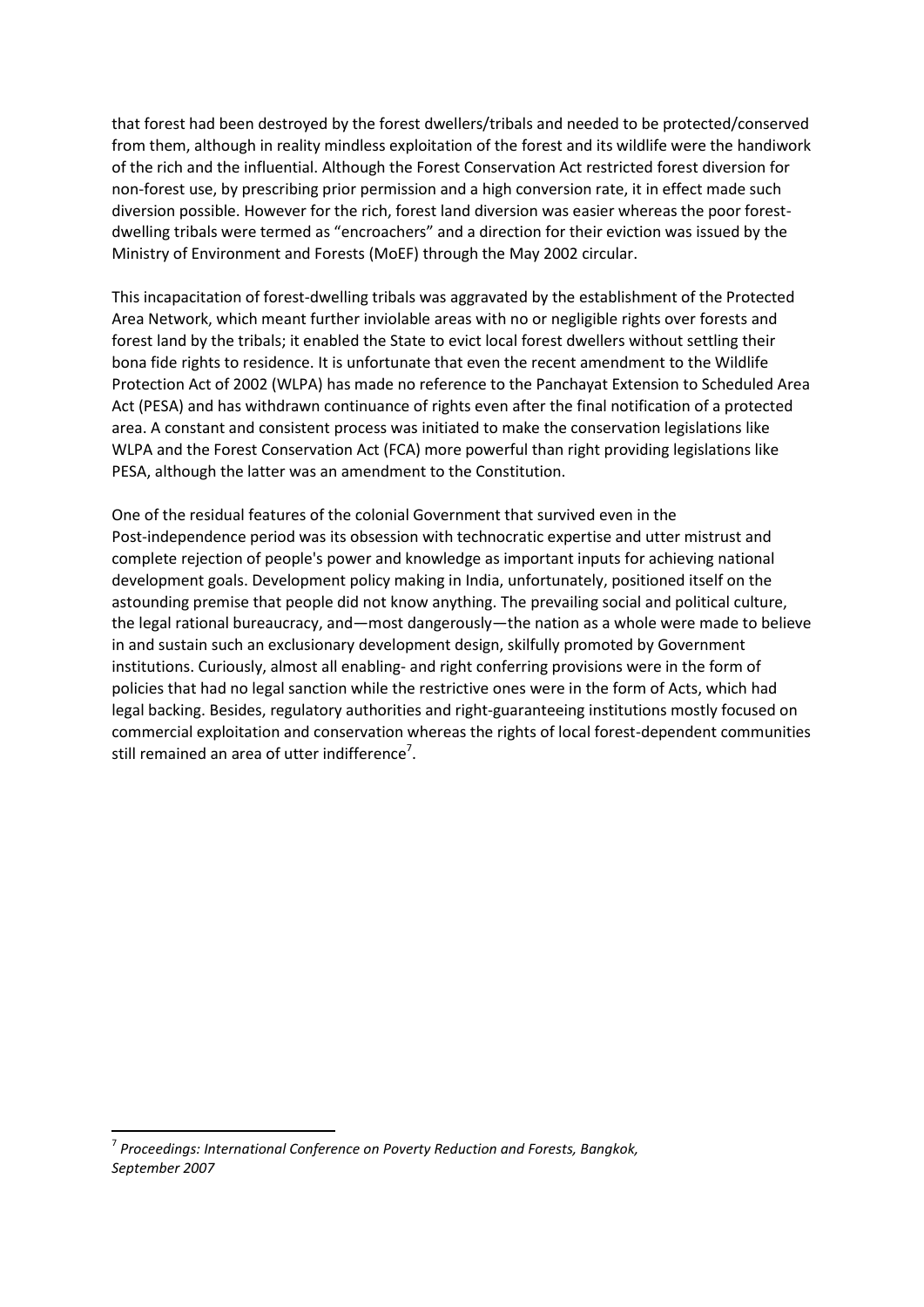that forest had been destroyed by the forest dwellers/tribals and needed to be protected/conserved from them, although in reality mindless exploitation of the forest and its wildlife were the handiwork of the rich and the influential. Although the Forest Conservation Act restricted forest diversion for non-forest use, by prescribing prior permission and a high conversion rate, it in effect made such diversion possible. However for the rich, forest land diversion was easier whereas the poor forest-dwelling tribals were termed as "encroachers" and a direction for their eviction was issued by the Ministry of Environment and Forests (MoEF) through the May 2002 circular.

This incapacitation of forest-dwelling tribals was aggravated by the establishment of the Protected Area Network, which meant further inviolable areas with no or negligible rights over forests and forest land by the tribals; it enabled the State to evict local forest dwellers without settling their bona fide rights to residence. It is unfortunate that even the recent amendment to the Wildlife Protection Act of 2002 (WLPA) has made no reference to the Panchayat Extension to Scheduled Area Act (PESA) and has withdrawn continuance of rights even after the final notification of a protected area. A constant and consistent process was initiated to make the conservation legislations like WLPA and the Forest Conservation Act (FCA) more powerful than right providing legislations like PESA, although the latter was an amendment to the Constitution.

One of the residual features of the colonial Government that survived even in the Post-independence period was its obsession with technocratic expertise and utter mistrust and complete rejection of people's power and knowledge as important inputs for achieving national development goals. Development policy making in India, unfortunately, positioned itself on the astounding premise that people did not know anything. The prevailing social and political culture, the legal rational bureaucracy, and—most dangerously—the nation as a whole were made to believe in and sustain such an exclusionary development design, skilfully promoted by Government institutions. Curiously, almost all enabling- and right conferring provisions were in the form of policies that had no legal sanction while the restrictive ones were in the form of Acts, which had legal backing. Besides, regulatory authorities and right-guaranteeing institutions mostly focused on commercial exploitation and conservation whereas the rights of local forest-dependent communities still remained an area of utter indifference[7].

[7] *Proceedings: International Conference on Poverty Reduction and Forests, Bangkok, September 2007*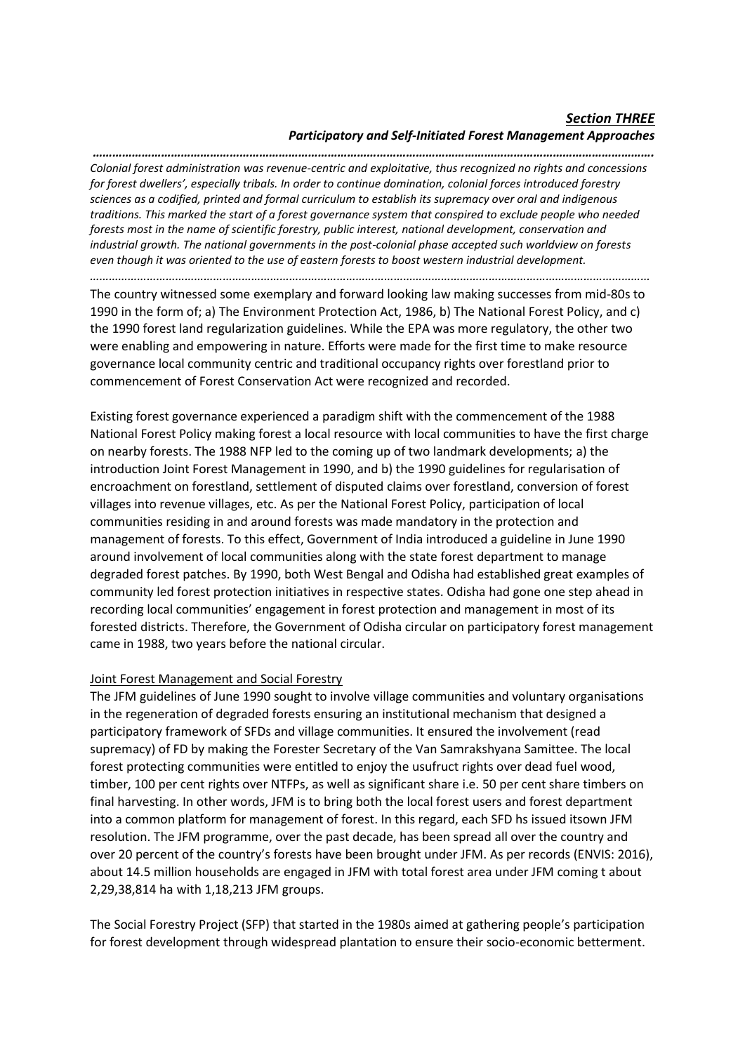## *Section THREE*

### *Participatory and Self-Initiated Forest Management Approaches*

*……………………………………………………………………………………………………………………………………………….*

*Colonial forest administration was revenue-centric and exploitative, thus recognized no rights and concessions for forest dwellers', especially tribals. In order to continue domination, colonial forces introduced forestry sciences as a codified, printed and formal curriculum to establish its supremacy over oral and indigenous traditions. This marked the start of a forest governance system that conspired to exclude people who needed forests most in the name of scientific forestry, public interest, national development, conservation and industrial growth. The national governments in the post-colonial phase accepted such worldview on forests even though it was oriented to the use of eastern forests to boost western industrial development.*

………………………………………………………………………………………………………………………………………………

The country witnessed some exemplary and forward looking law making successes from mid-80s to 1990 in the form of; a) The Environment Protection Act, 1986, b) The National Forest Policy, and c) the 1990 forest land regularization guidelines. While the EPA was more regulatory, the other two were enabling and empowering in nature. Efforts were made for the first time to make resource governance local community centric and traditional occupancy rights over forestland prior to commencement of Forest Conservation Act were recognized and recorded.

Existing forest governance experienced a paradigm shift with the commencement of the 1988 National Forest Policy making forest a local resource with local communities to have the first charge on nearby forests. The 1988 NFP led to the coming up of two landmark developments; a) the introduction Joint Forest Management in 1990, and b) the 1990 guidelines for regularisation of encroachment on forestland, settlement of disputed claims over forestland, conversion of forest villages into revenue villages, etc. As per the National Forest Policy, participation of local communities residing in and around forests was made mandatory in the protection and management of forests. To this effect, Government of India introduced a guideline in June 1990 around involvement of local communities along with the state forest department to manage degraded forest patches. By 1990, both West Bengal and Odisha had established great examples of community led forest protection initiatives in respective states. Odisha had gone one step ahead in recording local communities' engagement in forest protection and management in most of its forested districts. Therefore, the Government of Odisha circular on participatory forest management came in 1988, two years before the national circular.

Joint Forest Management and Social Forestry

The JFM guidelines of June 1990 sought to involve village communities and voluntary organisations in the regeneration of degraded forests ensuring an institutional mechanism that designed a participatory framework of SFDs and village communities. It ensured the involvement (read supremacy) of FD by making the Forester Secretary of the Van Samrakshyana Samittee. The local forest protecting communities were entitled to enjoy the usufruct rights over dead fuel wood, timber, 100 per cent rights over NTFPs, as well as significant share i.e. 50 per cent share timbers on final harvesting. In other words, JFM is to bring both the local forest users and forest department into a common platform for management of forest. In this regard, each SFD hs issued itsown JFM resolution. The JFM programme, over the past decade, has been spread all over the country and over 20 percent of the country's forests have been brought under JFM. As per records (ENVIS: 2016), about 14.5 million households are engaged in JFM with total forest area under JFM coming t about 2,29,38,814 ha with 1,18,213 JFM groups.

The Social Forestry Project (SFP) that started in the 1980s aimed at gathering people's participation for forest development through widespread plantation to ensure their socio-economic betterment.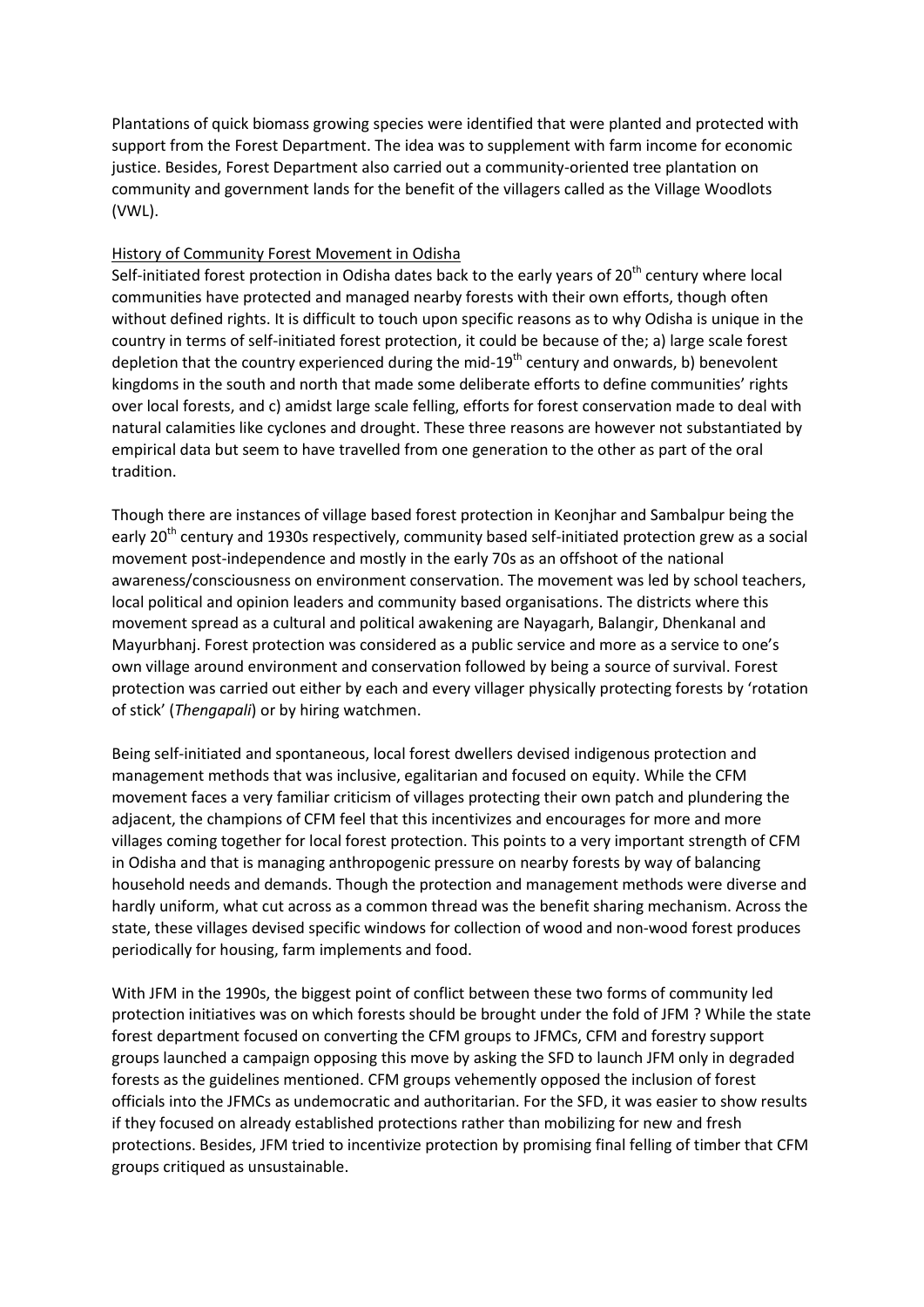Plantations of quick biomass growing species were identified that were planted and protected with support from the Forest Department. The idea was to supplement with farm income for economic justice. Besides, Forest Department also carried out a community-oriented tree plantation on community and government lands for the benefit of the villagers called as the Village Woodlots (VWL).

History of Community Forest Movement in Odisha

Self-initiated forest protection in Odisha dates back to the early years of 20th century where local communities have protected and managed nearby forests with their own efforts, though often without defined rights. It is difficult to touch upon specific reasons as to why Odisha is unique in the country in terms of self-initiated forest protection, it could be because of the; a) large scale forest depletion that the country experienced during the mid-19th century and onwards, b) benevolent kingdoms in the south and north that made some deliberate efforts to define communities' rights over local forests, and c) amidst large scale felling, efforts for forest conservation made to deal with natural calamities like cyclones and drought. These three reasons are however not substantiated by empirical data but seem to have travelled from one generation to the other as part of the oral tradition.

Though there are instances of village based forest protection in Keonjhar and Sambalpur being the early 20th century and 1930s respectively, community based self-initiated protection grew as a social movement post-independence and mostly in the early 70s as an offshoot of the national awareness/consciousness on environment conservation. The movement was led by school teachers, local political and opinion leaders and community based organisations. The districts where this movement spread as a cultural and political awakening are Nayagarh, Balangir, Dhenkanal and Mayurbhanj. Forest protection was considered as a public service and more as a service to one's own village around environment and conservation followed by being a source of survival. Forest protection was carried out either by each and every villager physically protecting forests by 'rotation of stick' (*Thengapali*) or by hiring watchmen.

Being self-initiated and spontaneous, local forest dwellers devised indigenous protection and management methods that was inclusive, egalitarian and focused on equity. While the CFM movement faces a very familiar criticism of villages protecting their own patch and plundering the adjacent, the champions of CFM feel that this incentivizes and encourages for more and more villages coming together for local forest protection. This points to a very important strength of CFM in Odisha and that is managing anthropogenic pressure on nearby forests by way of balancing household needs and demands. Though the protection and management methods were diverse and hardly uniform, what cut across as a common thread was the benefit sharing mechanism. Across the state, these villages devised specific windows for collection of wood and non-wood forest produces periodically for housing, farm implements and food.

With JFM in the 1990s, the biggest point of conflict between these two forms of community led protection initiatives was on which forests should be brought under the fold of JFM ? While the state forest department focused on converting the CFM groups to JFMCs, CFM and forestry support groups launched a campaign opposing this move by asking the SFD to launch JFM only in degraded forests as the guidelines mentioned. CFM groups vehemently opposed the inclusion of forest officials into the JFMCs as undemocratic and authoritarian. For the SFD, it was easier to show results if they focused on already established protections rather than mobilizing for new and fresh protections. Besides, JFM tried to incentivize protection by promising final felling of timber that CFM groups critiqued as unsustainable.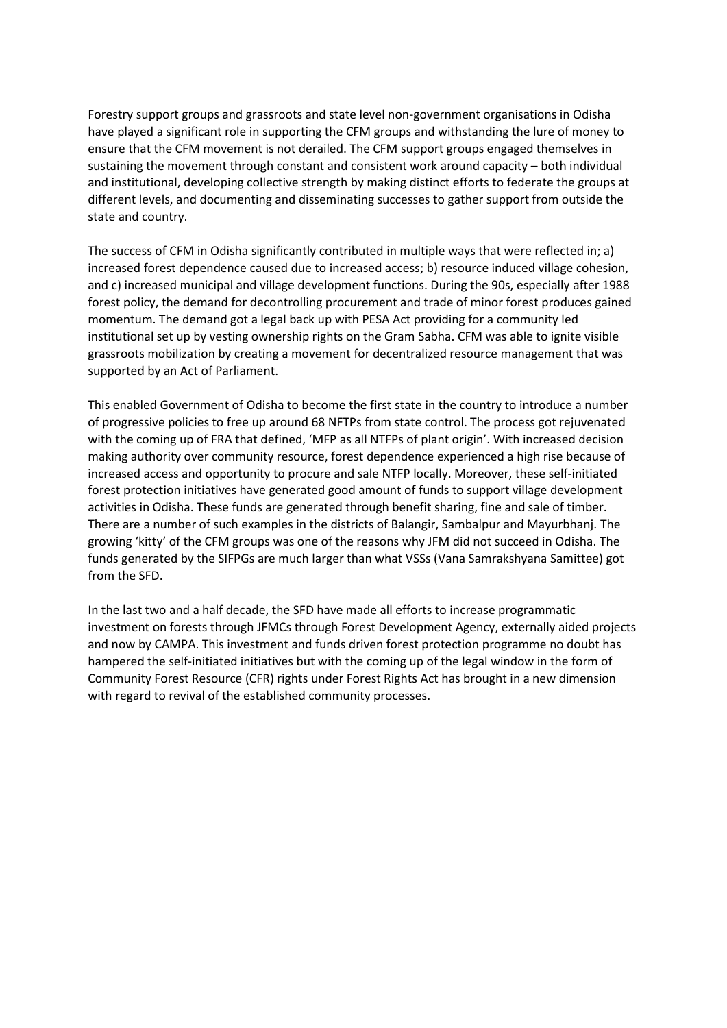Forestry support groups and grassroots and state level non-government organisations in Odisha have played a significant role in supporting the CFM groups and withstanding the lure of money to ensure that the CFM movement is not derailed. The CFM support groups engaged themselves in sustaining the movement through constant and consistent work around capacity – both individual and institutional, developing collective strength by making distinct efforts to federate the groups at different levels, and documenting and disseminating successes to gather support from outside the state and country.

The success of CFM in Odisha significantly contributed in multiple ways that were reflected in; a) increased forest dependence caused due to increased access; b) resource induced village cohesion, and c) increased municipal and village development functions. During the 90s, especially after 1988 forest policy, the demand for decontrolling procurement and trade of minor forest produces gained momentum. The demand got a legal back up with PESA Act providing for a community led institutional set up by vesting ownership rights on the Gram Sabha. CFM was able to ignite visible grassroots mobilization by creating a movement for decentralized resource management that was supported by an Act of Parliament.

This enabled Government of Odisha to become the first state in the country to introduce a number of progressive policies to free up around 68 NFTPs from state control. The process got rejuvenated with the coming up of FRA that defined, 'MFP as all NTFPs of plant origin'. With increased decision making authority over community resource, forest dependence experienced a high rise because of increased access and opportunity to procure and sale NTFP locally. Moreover, these self-initiated forest protection initiatives have generated good amount of funds to support village development activities in Odisha. These funds are generated through benefit sharing, fine and sale of timber. There are a number of such examples in the districts of Balangir, Sambalpur and Mayurbhanj. The growing 'kitty' of the CFM groups was one of the reasons why JFM did not succeed in Odisha. The funds generated by the SIFPGs are much larger than what VSSs (Vana Samrakshyana Samittee) got from the SFD.

In the last two and a half decade, the SFD have made all efforts to increase programmatic investment on forests through JFMCs through Forest Development Agency, externally aided projects and now by CAMPA. This investment and funds driven forest protection programme no doubt has hampered the self-initiated initiatives but with the coming up of the legal window in the form of Community Forest Resource (CFR) rights under Forest Rights Act has brought in a new dimension with regard to revival of the established community processes.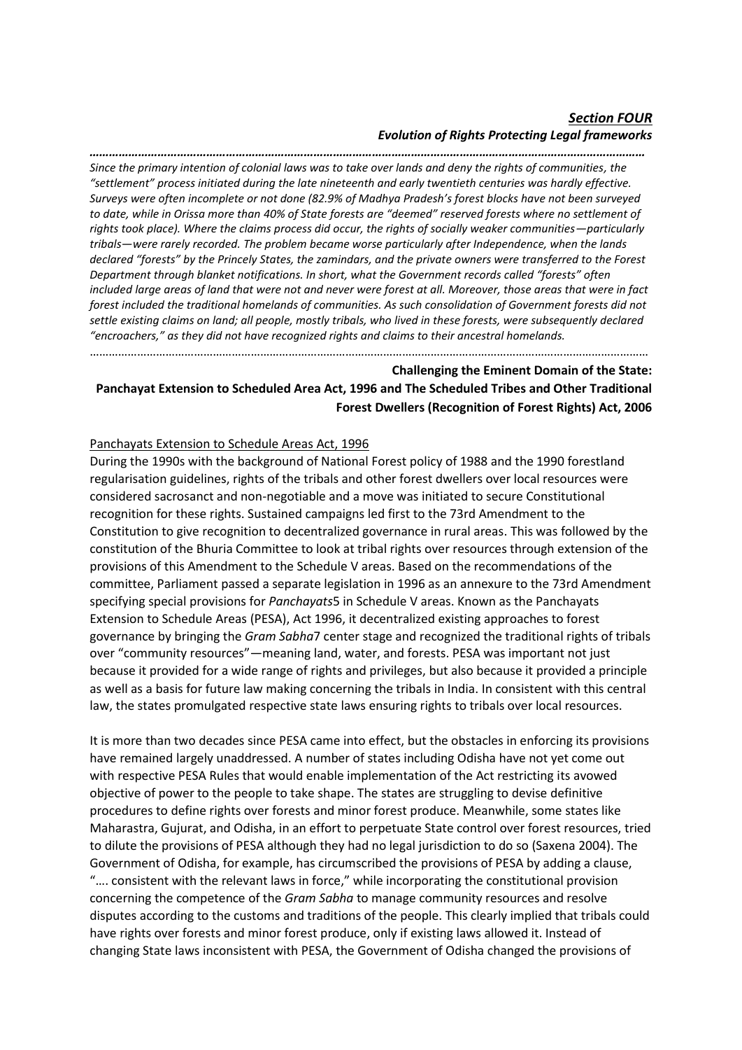### *Section FOUR*

#### *Evolution of Rights Protecting Legal frameworks*

*………………………………………………………………………………………………………………………………………………………*

*Since the primary intention of colonial laws was to take over lands and deny the rights of communities, the "settlement" process initiated during the late nineteenth and early twentieth centuries was hardly effective. Surveys were often incomplete or not done (82.9% of Madhya Pradesh's forest blocks have not been surveyed to date, while in Orissa more than 40% of State forests are "deemed" reserved forests where no settlement of rights took place). Where the claims process did occur, the rights of socially weaker communities—particularly tribals—were rarely recorded. The problem became worse particularly after Independence, when the lands declared "forests" by the Princely States, the zamindars, and the private owners were transferred to the Forest Department through blanket notifications. In short, what the Government records called "forests" often included large areas of land that were not and never were forest at all. Moreover, those areas that were in fact forest included the traditional homelands of communities. As such consolidation of Government forests did not settle existing claims on land; all people, mostly tribals, who lived in these forests, were subsequently declared "encroachers," as they did not have recognized rights and claims to their ancestral homelands.*

………………………………………………………………………………………………………………………………………………………

**Challenging the Eminent Domain of the State: Panchayat Extension to Scheduled Area Act, 1996 and The Scheduled Tribes and Other Traditional Forest Dwellers (Recognition of Forest Rights) Act, 2006**

Panchayats Extension to Schedule Areas Act, 1996

During the 1990s with the background of National Forest policy of 1988 and the 1990 forestland regularisation guidelines, rights of the tribals and other forest dwellers over local resources were considered sacrosanct and non-negotiable and a move was initiated to secure Constitutional recognition for these rights. Sustained campaigns led first to the 73rd Amendment to the Constitution to give recognition to decentralized governance in rural areas. This was followed by the constitution of the Bhuria Committee to look at tribal rights over resources through extension of the provisions of this Amendment to the Schedule V areas. Based on the recommendations of the committee, Parliament passed a separate legislation in 1996 as an annexure to the 73rd Amendment specifying special provisions for *Panchayats*[5] in Schedule V areas. Known as the Panchayats Extension to Schedule Areas (PESA), Act 1996, it decentralized existing approaches to forest governance by bringing the *Gram Sabha*[7] center stage and recognized the traditional rights of tribals over "community resources"—meaning land, water, and forests. PESA was important not just because it provided for a wide range of rights and privileges, but also because it provided a principle as well as a basis for future law making concerning the tribals in India. In consistent with this central law, the states promulgated respective state laws ensuring rights to tribals over local resources.

It is more than two decades since PESA came into effect, but the obstacles in enforcing its provisions have remained largely unaddressed. A number of states including Odisha have not yet come out with respective PESA Rules that would enable implementation of the Act restricting its avowed objective of power to the people to take shape. The states are struggling to devise definitive procedures to define rights over forests and minor forest produce. Meanwhile, some states like Maharastra, Gujurat, and Odisha, in an effort to perpetuate State control over forest resources, tried to dilute the provisions of PESA although they had no legal jurisdiction to do so (Saxena 2004). The Government of Odisha, for example, has circumscribed the provisions of PESA by adding a clause, "…. consistent with the relevant laws in force," while incorporating the constitutional provision concerning the competence of the *Gram Sabha* to manage community resources and resolve disputes according to the customs and traditions of the people. This clearly implied that tribals could have rights over forests and minor forest produce, only if existing laws allowed it. Instead of changing State laws inconsistent with PESA, the Government of Odisha changed the provisions of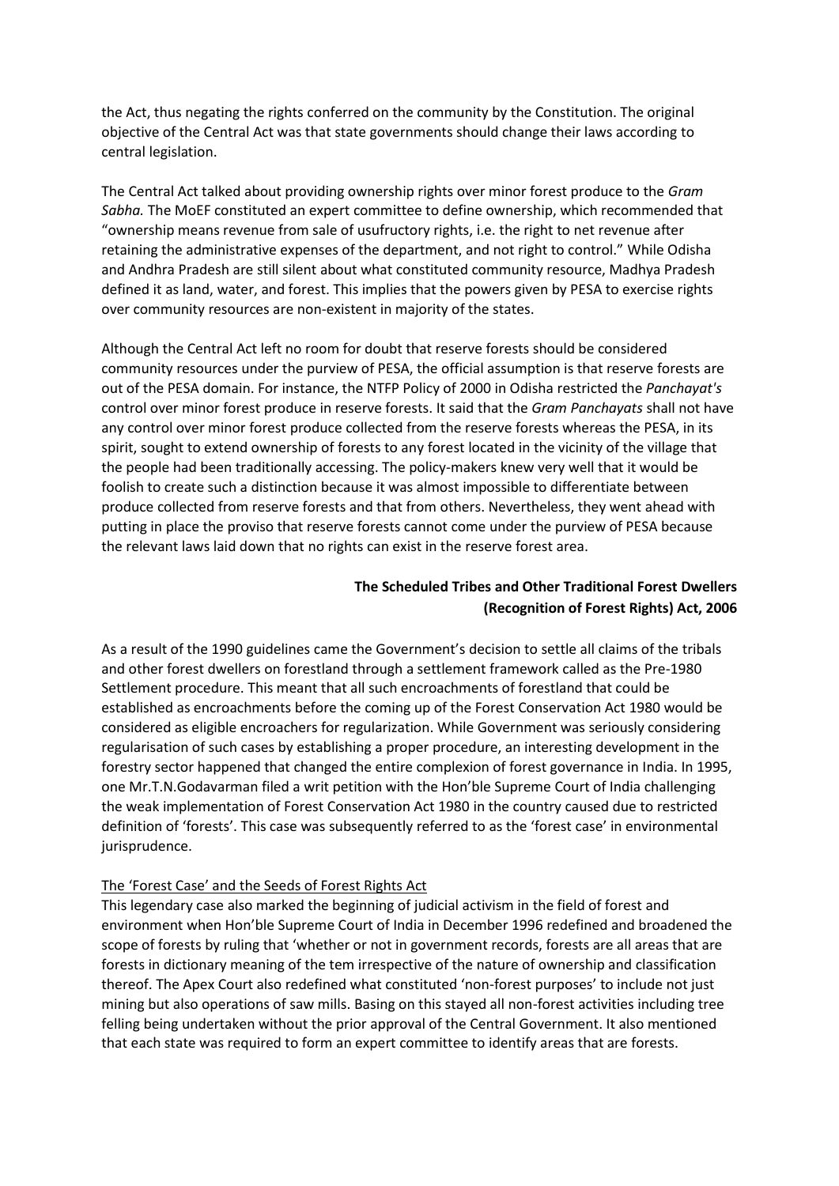the Act, thus negating the rights conferred on the community by the Constitution. The original objective of the Central Act was that state governments should change their laws according to central legislation.

The Central Act talked about providing ownership rights over minor forest produce to the *Gram Sabha.* The MoEF constituted an expert committee to define ownership, which recommended that "ownership means revenue from sale of usufructory rights, i.e. the right to net revenue after retaining the administrative expenses of the department, and not right to control." While Odisha and Andhra Pradesh are still silent about what constituted community resource, Madhya Pradesh defined it as land, water, and forest. This implies that the powers given by PESA to exercise rights over community resources are non-existent in majority of the states.

Although the Central Act left no room for doubt that reserve forests should be considered community resources under the purview of PESA, the official assumption is that reserve forests are out of the PESA domain. For instance, the NTFP Policy of 2000 in Odisha restricted the *Panchayat's* control over minor forest produce in reserve forests. It said that the *Gram Panchayats* shall not have any control over minor forest produce collected from the reserve forests whereas the PESA, in its spirit, sought to extend ownership of forests to any forest located in the vicinity of the village that the people had been traditionally accessing. The policy-makers knew very well that it would be foolish to create such a distinction because it was almost impossible to differentiate between produce collected from reserve forests and that from others. Nevertheless, they went ahead with putting in place the proviso that reserve forests cannot come under the purview of PESA because the relevant laws laid down that no rights can exist in the reserve forest area.

## The Scheduled Tribes and Other Traditional Forest Dwellers (Recognition of Forest Rights) Act, 2006

As a result of the 1990 guidelines came the Government's decision to settle all claims of the tribals and other forest dwellers on forestland through a settlement framework called as the Pre-1980 Settlement procedure. This meant that all such encroachments of forestland that could be established as encroachments before the coming up of the Forest Conservation Act 1980 would be considered as eligible encroachers for regularization. While Government was seriously considering regularisation of such cases by establishing a proper procedure, an interesting development in the forestry sector happened that changed the entire complexion of forest governance in India. In 1995, one Mr.T.N.Godavarman filed a writ petition with the Hon'ble Supreme Court of India challenging the weak implementation of Forest Conservation Act 1980 in the country caused due to restricted definition of 'forests'. This case was subsequently referred to as the 'forest case' in environmental jurisprudence.

### The 'Forest Case' and the Seeds of Forest Rights Act

This legendary case also marked the beginning of judicial activism in the field of forest and environment when Hon'ble Supreme Court of India in December 1996 redefined and broadened the scope of forests by ruling that 'whether or not in government records, forests are all areas that are forests in dictionary meaning of the tem irrespective of the nature of ownership and classification thereof. The Apex Court also redefined what constituted 'non-forest purposes' to include not just mining but also operations of saw mills. Basing on this stayed all non-forest activities including tree felling being undertaken without the prior approval of the Central Government. It also mentioned that each state was required to form an expert committee to identify areas that are forests.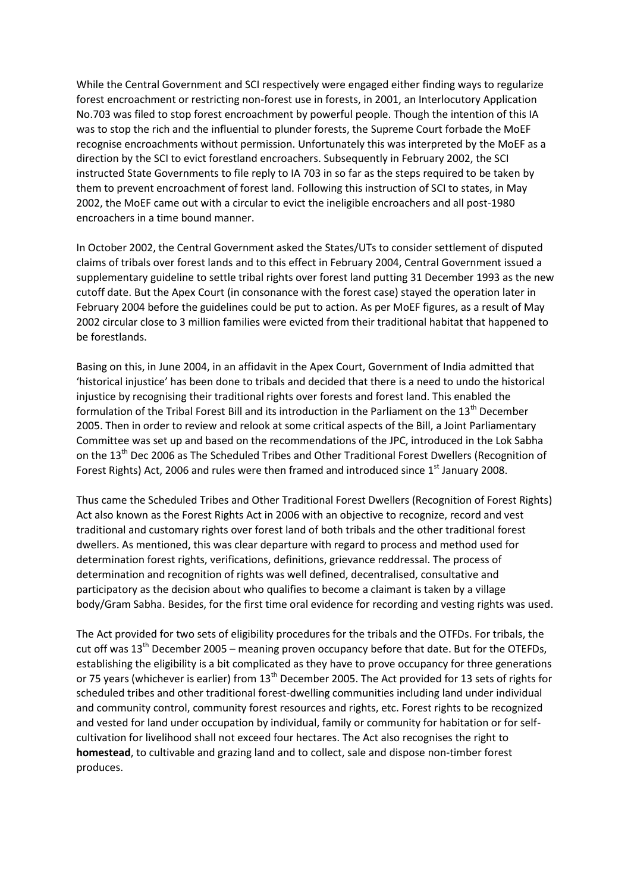While the Central Government and SCI respectively were engaged either finding ways to regularize forest encroachment or restricting non-forest use in forests, in 2001, an Interlocutory Application No.703 was filed to stop forest encroachment by powerful people. Though the intention of this IA was to stop the rich and the influential to plunder forests, the Supreme Court forbade the MoEF recognise encroachments without permission. Unfortunately this was interpreted by the MoEF as a direction by the SCI to evict forestland encroachers. Subsequently in February 2002, the SCI instructed State Governments to file reply to IA 703 in so far as the steps required to be taken by them to prevent encroachment of forest land. Following this instruction of SCI to states, in May 2002, the MoEF came out with a circular to evict the ineligible encroachers and all post-1980 encroachers in a time bound manner.

In October 2002, the Central Government asked the States/UTs to consider settlement of disputed claims of tribals over forest lands and to this effect in February 2004, Central Government issued a supplementary guideline to settle tribal rights over forest land putting 31 December 1993 as the new cutoff date. But the Apex Court (in consonance with the forest case) stayed the operation later in February 2004 before the guidelines could be put to action. As per MoEF figures, as a result of May 2002 circular close to 3 million families were evicted from their traditional habitat that happened to be forestlands.

Basing on this, in June 2004, in an affidavit in the Apex Court, Government of India admitted that 'historical injustice' has been done to tribals and decided that there is a need to undo the historical injustice by recognising their traditional rights over forests and forest land. This enabled the formulation of the Tribal Forest Bill and its introduction in the Parliament on the 13th December 2005. Then in order to review and relook at some critical aspects of the Bill, a Joint Parliamentary Committee was set up and based on the recommendations of the JPC, introduced in the Lok Sabha on the 13th Dec 2006 as The Scheduled Tribes and Other Traditional Forest Dwellers (Recognition of Forest Rights) Act, 2006 and rules were then framed and introduced since 1st January 2008.

Thus came the Scheduled Tribes and Other Traditional Forest Dwellers (Recognition of Forest Rights) Act also known as the Forest Rights Act in 2006 with an objective to recognize, record and vest traditional and customary rights over forest land of both tribals and the other traditional forest dwellers. As mentioned, this was clear departure with regard to process and method used for determination forest rights, verifications, definitions, grievance reddressal. The process of determination and recognition of rights was well defined, decentralised, consultative and participatory as the decision about who qualifies to become a claimant is taken by a village body/Gram Sabha. Besides, for the first time oral evidence for recording and vesting rights was used.

The Act provided for two sets of eligibility procedures for the tribals and the OTFDs. For tribals, the cut off was 13th December 2005 – meaning proven occupancy before that date. But for the OTEFDs, establishing the eligibility is a bit complicated as they have to prove occupancy for three generations or 75 years (whichever is earlier) from 13th December 2005. The Act provided for 13 sets of rights for scheduled tribes and other traditional forest-dwelling communities including land under individual and community control, community forest resources and rights, etc. Forest rights to be recognized and vested for land under occupation by individual, family or community for habitation or for self-cultivation for livelihood shall not exceed four hectares. The Act also recognises the right to **homestead**, to cultivable and grazing land and to collect, sale and dispose non-timber forest produces.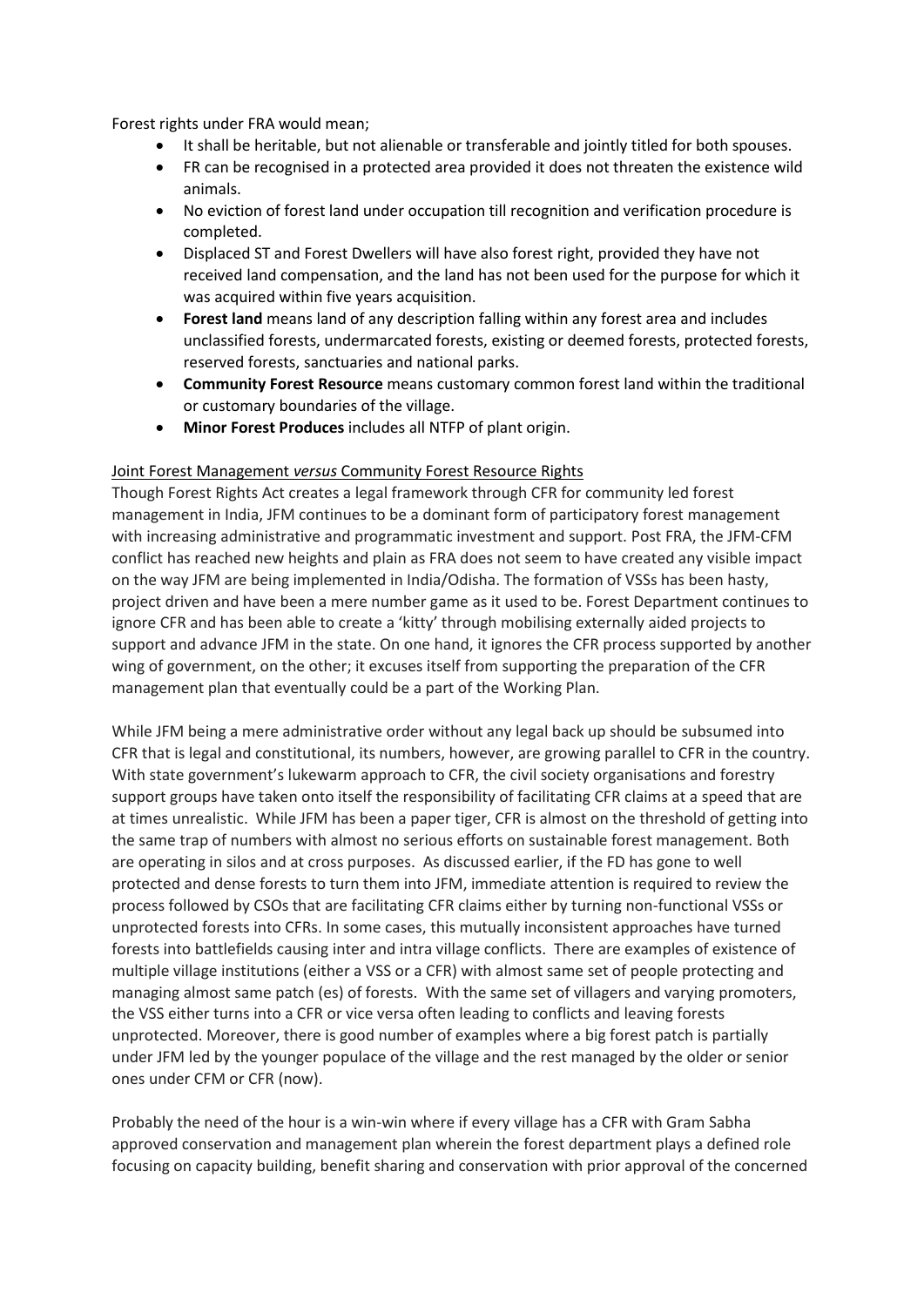Forest rights under FRA would mean;

- It shall be heritable, but not alienable or transferable and jointly titled for both spouses.
- FR can be recognised in a protected area provided it does not threaten the existence wild animals.
- No eviction of forest land under occupation till recognition and verification procedure is completed.
- Displaced ST and Forest Dwellers will have also forest right, provided they have not received land compensation, and the land has not been used for the purpose for which it was acquired within five years acquisition.
- **Forest land** means land of any description falling within any forest area and includes unclassified forests, undermarcated forests, existing or deemed forests, protected forests, reserved forests, sanctuaries and national parks.
- **Community Forest Resource** means customary common forest land within the traditional or customary boundaries of the village.
- **Minor Forest Produces** includes all NTFP of plant origin.

Joint Forest Management *versus* Community Forest Resource Rights

Though Forest Rights Act creates a legal framework through CFR for community led forest management in India, JFM continues to be a dominant form of participatory forest management with increasing administrative and programmatic investment and support. Post FRA, the JFM-CFM conflict has reached new heights and plain as FRA does not seem to have created any visible impact on the way JFM are being implemented in India/Odisha. The formation of VSSs has been hasty, project driven and have been a mere number game as it used to be. Forest Department continues to ignore CFR and has been able to create a 'kitty' through mobilising externally aided projects to support and advance JFM in the state. On one hand, it ignores the CFR process supported by another wing of government, on the other; it excuses itself from supporting the preparation of the CFR management plan that eventually could be a part of the Working Plan.

While JFM being a mere administrative order without any legal back up should be subsumed into CFR that is legal and constitutional, its numbers, however, are growing parallel to CFR in the country. With state government's lukewarm approach to CFR, the civil society organisations and forestry support groups have taken onto itself the responsibility of facilitating CFR claims at a speed that are at times unrealistic. While JFM has been a paper tiger, CFR is almost on the threshold of getting into the same trap of numbers with almost no serious efforts on sustainable forest management. Both are operating in silos and at cross purposes. As discussed earlier, if the FD has gone to well protected and dense forests to turn them into JFM, immediate attention is required to review the process followed by CSOs that are facilitating CFR claims either by turning non-functional VSSs or unprotected forests into CFRs. In some cases, this mutually inconsistent approaches have turned forests into battlefields causing inter and intra village conflicts. There are examples of existence of multiple village institutions (either a VSS or a CFR) with almost same set of people protecting and managing almost same patch (es) of forests. With the same set of villagers and varying promoters, the VSS either turns into a CFR or vice versa often leading to conflicts and leaving forests unprotected. Moreover, there is good number of examples where a big forest patch is partially under JFM led by the younger populace of the village and the rest managed by the older or senior ones under CFM or CFR (now).

Probably the need of the hour is a win-win where if every village has a CFR with Gram Sabha approved conservation and management plan wherein the forest department plays a defined role focusing on capacity building, benefit sharing and conservation with prior approval of the concerned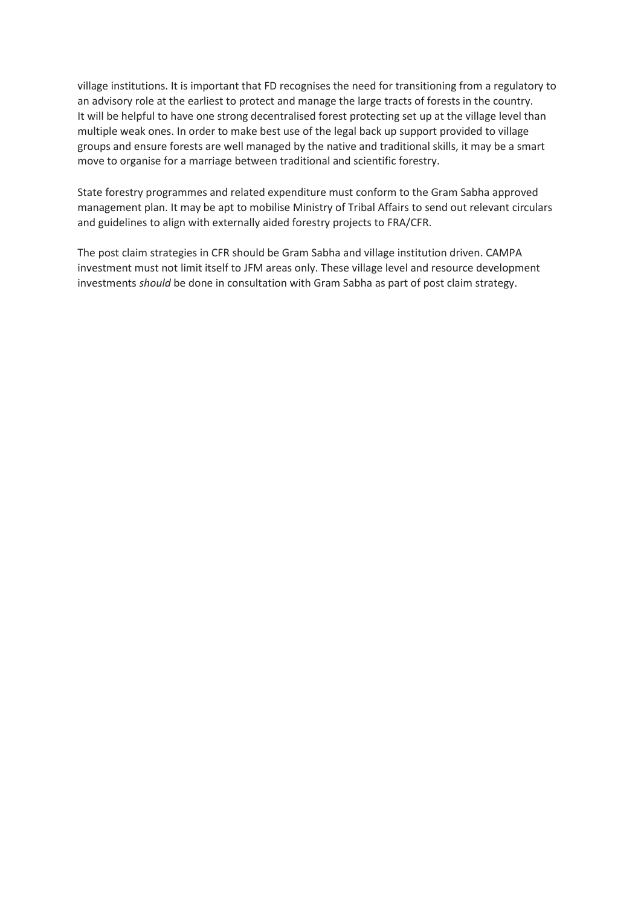village institutions. It is important that FD recognises the need for transitioning from a regulatory to an advisory role at the earliest to protect and manage the large tracts of forests in the country. It will be helpful to have one strong decentralised forest protecting set up at the village level than multiple weak ones. In order to make best use of the legal back up support provided to village groups and ensure forests are well managed by the native and traditional skills, it may be a smart move to organise for a marriage between traditional and scientific forestry.

State forestry programmes and related expenditure must conform to the Gram Sabha approved management plan. It may be apt to mobilise Ministry of Tribal Affairs to send out relevant circulars and guidelines to align with externally aided forestry projects to FRA/CFR.

The post claim strategies in CFR should be Gram Sabha and village institution driven. CAMPA investment must not limit itself to JFM areas only. These village level and resource development investments *should* be done in consultation with Gram Sabha as part of post claim strategy.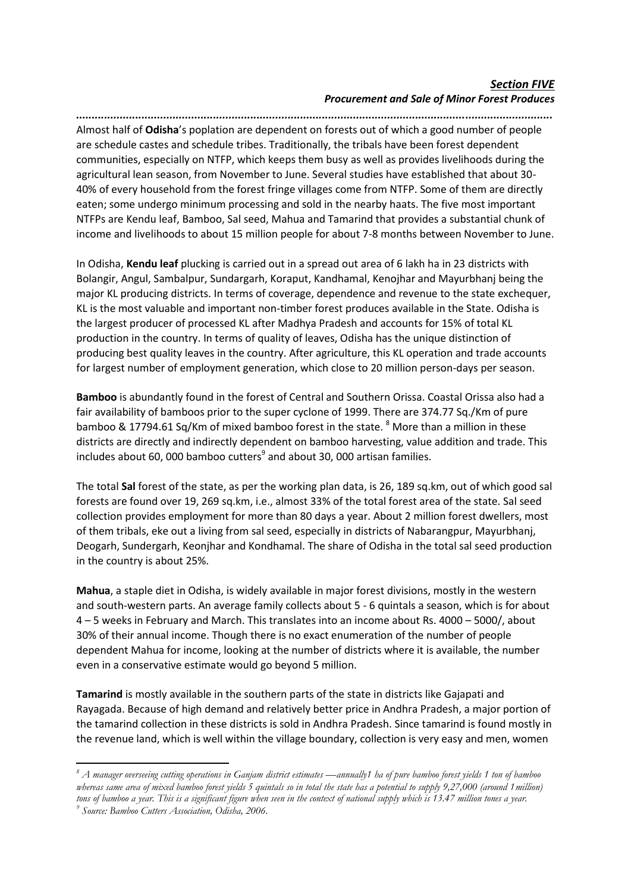### *Section FIVE*

### *Procurement and Sale of Minor Forest Produces*

Almost half of **Odisha**'s poplation are dependent on forests out of which a good number of people are schedule castes and schedule tribes. Traditionally, the tribals have been forest dependent communities, especially on NTFP, which keeps them busy as well as provides livelihoods during the agricultural lean season, from November to June. Several studies have established that about 30-40% of every household from the forest fringe villages come from NTFP. Some of them are directly eaten; some undergo minimum processing and sold in the nearby haats. The five most important NTFPs are Kendu leaf, Bamboo, Sal seed, Mahua and Tamarind that provides a substantial chunk of income and livelihoods to about 15 million people for about 7-8 months between November to June.

In Odisha, **Kendu leaf** plucking is carried out in a spread out area of 6 lakh ha in 23 districts with Bolangir, Angul, Sambalpur, Sundargarh, Koraput, Kandhamal, Kenojhar and Mayurbhanj being the major KL producing districts. In terms of coverage, dependence and revenue to the state exchequer, KL is the most valuable and important non-timber forest produces available in the State. Odisha is the largest producer of processed KL after Madhya Pradesh and accounts for 15% of total KL production in the country. In terms of quality of leaves, Odisha has the unique distinction of producing best quality leaves in the country. After agriculture, this KL operation and trade accounts for largest number of employment generation, which close to 20 million person-days per season.

**Bamboo** is abundantly found in the forest of Central and Southern Orissa. Coastal Orissa also had a fair availability of bamboos prior to the super cyclone of 1999. There are 374.77 Sq./Km of pure bamboo & 17794.61 Sq/Km of mixed bamboo forest in the state. [8] More than a million in these districts are directly and indirectly dependent on bamboo harvesting, value addition and trade. This includes about 60, 000 bamboo cutters[9] and about 30, 000 artisan families.

The total **Sal** forest of the state, as per the working plan data, is 26, 189 sq.km, out of which good sal forests are found over 19, 269 sq.km, i.e., almost 33% of the total forest area of the state. Sal seed collection provides employment for more than 80 days a year. About 2 million forest dwellers, most of them tribals, eke out a living from sal seed, especially in districts of Nabarangpur, Mayurbhanj, Deogarh, Sundergarh, Keonjhar and Kondhamal. The share of Odisha in the total sal seed production in the country is about 25%.

**Mahua**, a staple diet in Odisha, is widely available in major forest divisions, mostly in the western and south-western parts. An average family collects about 5 - 6 quintals a season, which is for about 4 – 5 weeks in February and March. This translates into an income about Rs. 4000 – 5000/, about 30% of their annual income. Though there is no exact enumeration of the number of people dependent Mahua for income, looking at the number of districts where it is available, the number even in a conservative estimate would go beyond 5 million.

**Tamarind** is mostly available in the southern parts of the state in districts like Gajapati and Rayagada. Because of high demand and relatively better price in Andhra Pradesh, a major portion of the tamarind collection in these districts is sold in Andhra Pradesh. Since tamarind is found mostly in the revenue land, which is well within the village boundary, collection is very easy and men, women

---

[8] *A manager overseeing cutting operations in Ganjam district estimates —annually1 ha of pure bamboo forest yields 1 ton of bamboo whereas same area of mixed bamboo forest yields 5 quintals so in total the state has a potential to supply 9,27,000 (around 1million) tons of bamboo a year. This is a significant figure when seen in the context of national supply which is 13.47 million tones a year.*

[9] *Source: Bamboo Cutters Association, Odisha, 2006.*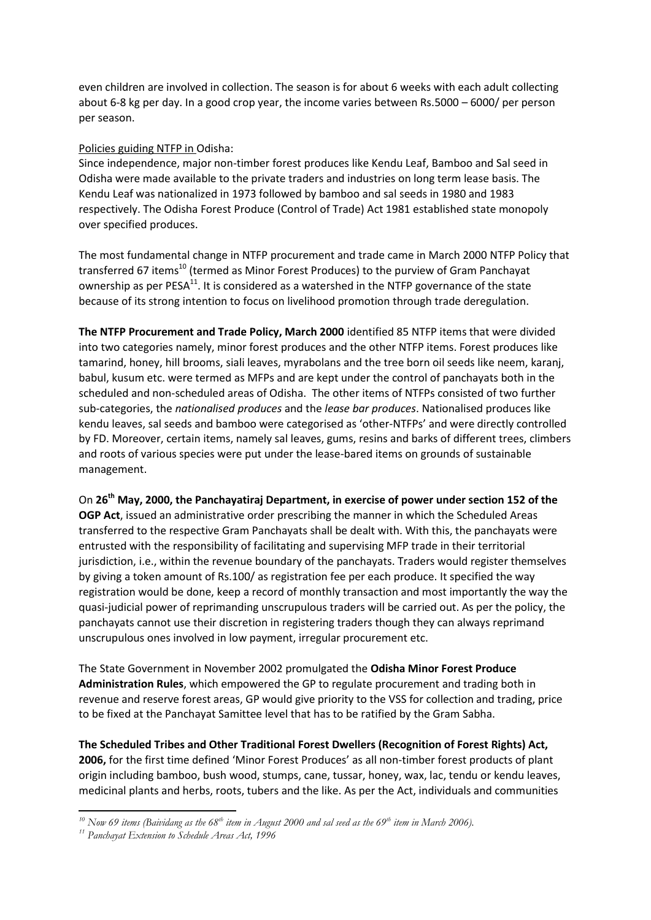even children are involved in collection. The season is for about 6 weeks with each adult collecting about 6-8 kg per day. In a good crop year, the income varies between Rs.5000 – 6000/ per person per season.

Policies guiding NTFP in Odisha:

Since independence, major non-timber forest produces like Kendu Leaf, Bamboo and Sal seed in Odisha were made available to the private traders and industries on long term lease basis. The Kendu Leaf was nationalized in 1973 followed by bamboo and sal seeds in 1980 and 1983 respectively. The Odisha Forest Produce (Control of Trade) Act 1981 established state monopoly over specified produces.

The most fundamental change in NTFP procurement and trade came in March 2000 NTFP Policy that transferred 67 items[10] (termed as Minor Forest Produces) to the purview of Gram Panchayat ownership as per PESA[11]. It is considered as a watershed in the NTFP governance of the state because of its strong intention to focus on livelihood promotion through trade deregulation.

**The NTFP Procurement and Trade Policy, March 2000** identified 85 NTFP items that were divided into two categories namely, minor forest produces and the other NTFP items. Forest produces like tamarind, honey, hill brooms, siali leaves, myrabolans and the tree born oil seeds like neem, karanj, babul, kusum etc. were termed as MFPs and are kept under the control of panchayats both in the scheduled and non-scheduled areas of Odisha. The other items of NTFPs consisted of two further sub-categories, the *nationalised produces* and the *lease bar produces*. Nationalised produces like kendu leaves, sal seeds and bamboo were categorised as 'other-NTFPs' and were directly controlled by FD. Moreover, certain items, namely sal leaves, gums, resins and barks of different trees, climbers and roots of various species were put under the lease-bared items on grounds of sustainable management.

On **26th May, 2000, the Panchayatiraj Department, in exercise of power under section 152 of the OGP Act**, issued an administrative order prescribing the manner in which the Scheduled Areas transferred to the respective Gram Panchayats shall be dealt with. With this, the panchayats were entrusted with the responsibility of facilitating and supervising MFP trade in their territorial jurisdiction, i.e., within the revenue boundary of the panchayats. Traders would register themselves by giving a token amount of Rs.100/ as registration fee per each produce. It specified the way registration would be done, keep a record of monthly transaction and most importantly the way the quasi-judicial power of reprimanding unscrupulous traders will be carried out. As per the policy, the panchayats cannot use their discretion in registering traders though they can always reprimand unscrupulous ones involved in low payment, irregular procurement etc.

The State Government in November 2002 promulgated the **Odisha Minor Forest Produce Administration Rules**, which empowered the GP to regulate procurement and trading both in revenue and reserve forest areas, GP would give priority to the VSS for collection and trading, price to be fixed at the Panchayat Samittee level that has to be ratified by the Gram Sabha.

**The Scheduled Tribes and Other Traditional Forest Dwellers (Recognition of Forest Rights) Act, 2006,** for the first time defined 'Minor Forest Produces' as all non-timber forest products of plant origin including bamboo, bush wood, stumps, cane, tussar, honey, wax, lac, tendu or kendu leaves, medicinal plants and herbs, roots, tubers and the like. As per the Act, individuals and communities

---

[10] *Now 69 items (Baividang as the 68th item in August 2000 and sal seed as the 69th item in March 2006).*

[11] *Panchayat Extension to Schedule Areas Act, 1996*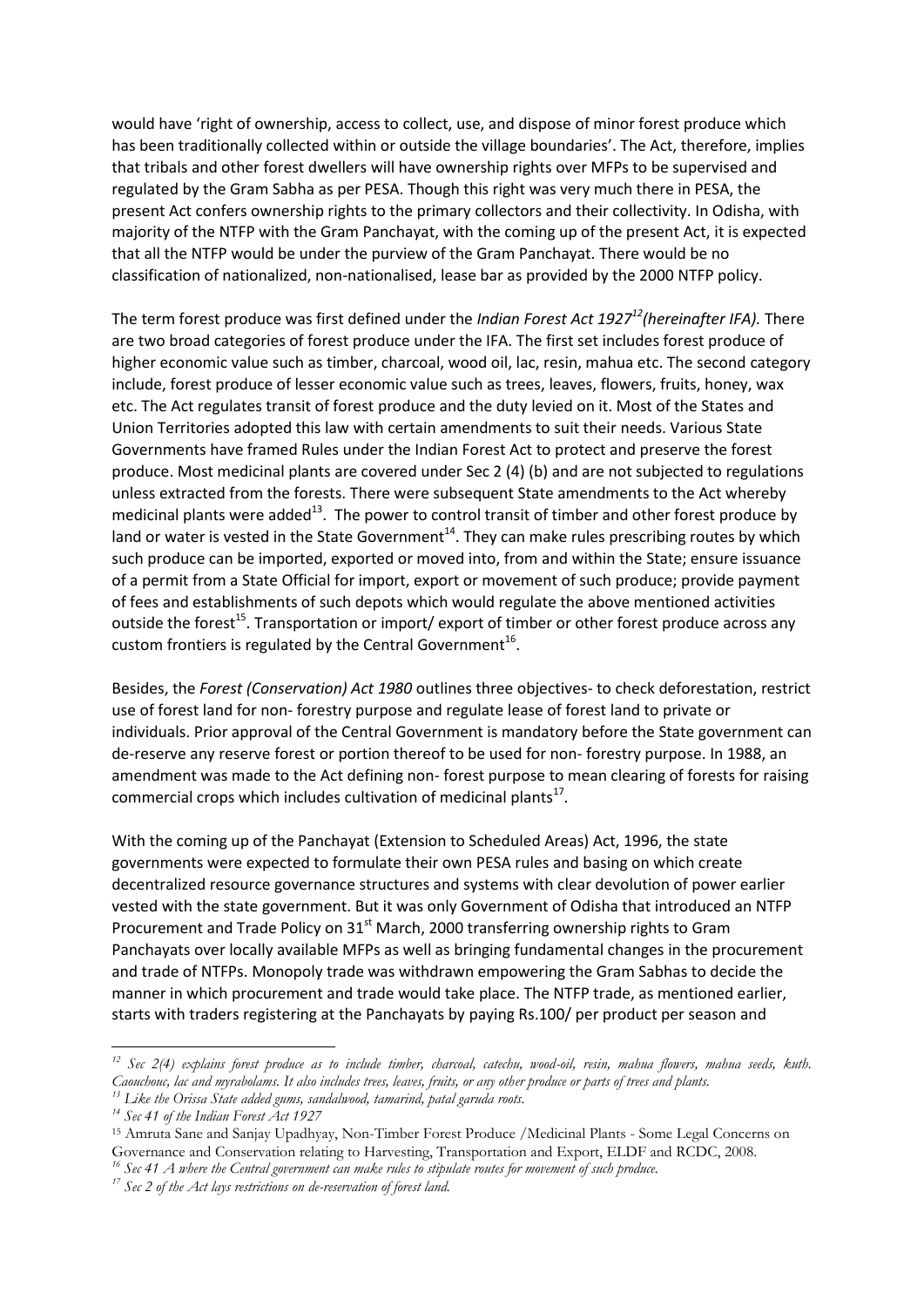would have 'right of ownership, access to collect, use, and dispose of minor forest produce which has been traditionally collected within or outside the village boundaries'. The Act, therefore, implies that tribals and other forest dwellers will have ownership rights over MFPs to be supervised and regulated by the Gram Sabha as per PESA. Though this right was very much there in PESA, the present Act confers ownership rights to the primary collectors and their collectivity. In Odisha, with majority of the NTFP with the Gram Panchayat, with the coming up of the present Act, it is expected that all the NTFP would be under the purview of the Gram Panchayat. There would be no classification of nationalized, non-nationalised, lease bar as provided by the 2000 NTFP policy.

The term forest produce was first defined under the *Indian Forest Act 1927*[12]*(hereinafter IFA).* There are two broad categories of forest produce under the IFA. The first set includes forest produce of higher economic value such as timber, charcoal, wood oil, lac, resin, mahua etc. The second category include, forest produce of lesser economic value such as trees, leaves, flowers, fruits, honey, wax etc. The Act regulates transit of forest produce and the duty levied on it. Most of the States and Union Territories adopted this law with certain amendments to suit their needs. Various State Governments have framed Rules under the Indian Forest Act to protect and preserve the forest produce. Most medicinal plants are covered under Sec 2 (4) (b) and are not subjected to regulations unless extracted from the forests. There were subsequent State amendments to the Act whereby medicinal plants were added[13]. The power to control transit of timber and other forest produce by land or water is vested in the State Government[14]. They can make rules prescribing routes by which such produce can be imported, exported or moved into, from and within the State; ensure issuance of a permit from a State Official for import, export or movement of such produce; provide payment of fees and establishments of such depots which would regulate the above mentioned activities outside the forest[15]. Transportation or import/ export of timber or other forest produce across any custom frontiers is regulated by the Central Government[16].

Besides, the *Forest (Conservation) Act 1980* outlines three objectives- to check deforestation, restrict use of forest land for non- forestry purpose and regulate lease of forest land to private or individuals. Prior approval of the Central Government is mandatory before the State government can de-reserve any reserve forest or portion thereof to be used for non- forestry purpose. In 1988, an amendment was made to the Act defining non- forest purpose to mean clearing of forests for raising commercial crops which includes cultivation of medicinal plants[17].

With the coming up of the Panchayat (Extension to Scheduled Areas) Act, 1996, the state governments were expected to formulate their own PESA rules and basing on which create decentralized resource governance structures and systems with clear devolution of power earlier vested with the state government. But it was only Government of Odisha that introduced an NTFP Procurement and Trade Policy on 31st March, 2000 transferring ownership rights to Gram Panchayats over locally available MFPs as well as bringing fundamental changes in the procurement and trade of NTFPs. Monopoly trade was withdrawn empowering the Gram Sabhas to decide the manner in which procurement and trade would take place. The NTFP trade, as mentioned earlier, starts with traders registering at the Panchayats by paying Rs.100/ per product per season and

---

[12] *Sec 2(4) explains forest produce as to include timber, charcoal, catechu, wood-oil, resin, mahua flowers, mahua seeds, kuth. Caouchouc, lac and myrabolams. It also includes trees, leaves, fruits, or any other produce or parts of trees and plants.*

[13] *Like the Orissa State added gums, sandalwood, tamarind, patal garuda roots.*

[14] *Sec 41 of the Indian Forest Act 1927*

[15] Amruta Sane and Sanjay Upadhyay, Non-Timber Forest Produce /Medicinal Plants - Some Legal Concerns on Governance and Conservation relating to Harvesting, Transportation and Export, ELDF and RCDC, 2008.

[16] *Sec 41 A where the Central government can make rules to stipulate routes for movement of such produce.*

[17] *Sec 2 of the Act lays restrictions on de-reservation of forest land.*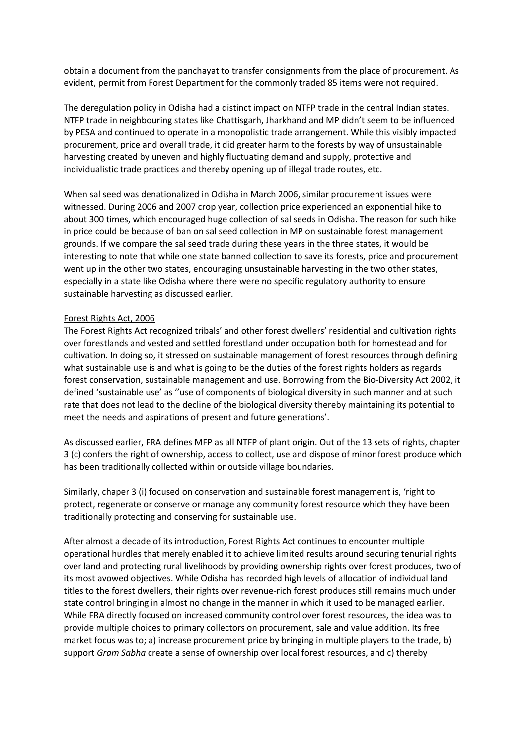obtain a document from the panchayat to transfer consignments from the place of procurement. As evident, permit from Forest Department for the commonly traded 85 items were not required.

The deregulation policy in Odisha had a distinct impact on NTFP trade in the central Indian states. NTFP trade in neighbouring states like Chattisgarh, Jharkhand and MP didn't seem to be influenced by PESA and continued to operate in a monopolistic trade arrangement. While this visibly impacted procurement, price and overall trade, it did greater harm to the forests by way of unsustainable harvesting created by uneven and highly fluctuating demand and supply, protective and individualistic trade practices and thereby opening up of illegal trade routes, etc.

When sal seed was denationalized in Odisha in March 2006, similar procurement issues were witnessed. During 2006 and 2007 crop year, collection price experienced an exponential hike to about 300 times, which encouraged huge collection of sal seeds in Odisha. The reason for such hike in price could be because of ban on sal seed collection in MP on sustainable forest management grounds. If we compare the sal seed trade during these years in the three states, it would be interesting to note that while one state banned collection to save its forests, price and procurement went up in the other two states, encouraging unsustainable harvesting in the two other states, especially in a state like Odisha where there were no specific regulatory authority to ensure sustainable harvesting as discussed earlier.

<u>Forest Rights Act, 2006</u>

The Forest Rights Act recognized tribals' and other forest dwellers' residential and cultivation rights over forestlands and vested and settled forestland under occupation both for homestead and for cultivation. In doing so, it stressed on sustainable management of forest resources through defining what sustainable use is and what is going to be the duties of the forest rights holders as regards forest conservation, sustainable management and use. Borrowing from the Bio-Diversity Act 2002, it defined 'sustainable use' as ''use of components of biological diversity in such manner and at such rate that does not lead to the decline of the biological diversity thereby maintaining its potential to meet the needs and aspirations of present and future generations'.

As discussed earlier, FRA defines MFP as all NTFP of plant origin. Out of the 13 sets of rights, chapter 3 (c) confers the right of ownership, access to collect, use and dispose of minor forest produce which has been traditionally collected within or outside village boundaries.

Similarly, chaper 3 (i) focused on conservation and sustainable forest management is, 'right to protect, regenerate or conserve or manage any community forest resource which they have been traditionally protecting and conserving for sustainable use.

After almost a decade of its introduction, Forest Rights Act continues to encounter multiple operational hurdles that merely enabled it to achieve limited results around securing tenurial rights over land and protecting rural livelihoods by providing ownership rights over forest produces, two of its most avowed objectives. While Odisha has recorded high levels of allocation of individual land titles to the forest dwellers, their rights over revenue-rich forest produces still remains much under state control bringing in almost no change in the manner in which it used to be managed earlier. While FRA directly focused on increased community control over forest resources, the idea was to provide multiple choices to primary collectors on procurement, sale and value addition. Its free market focus was to; a) increase procurement price by bringing in multiple players to the trade, b) support *Gram Sabha* create a sense of ownership over local forest resources, and c) thereby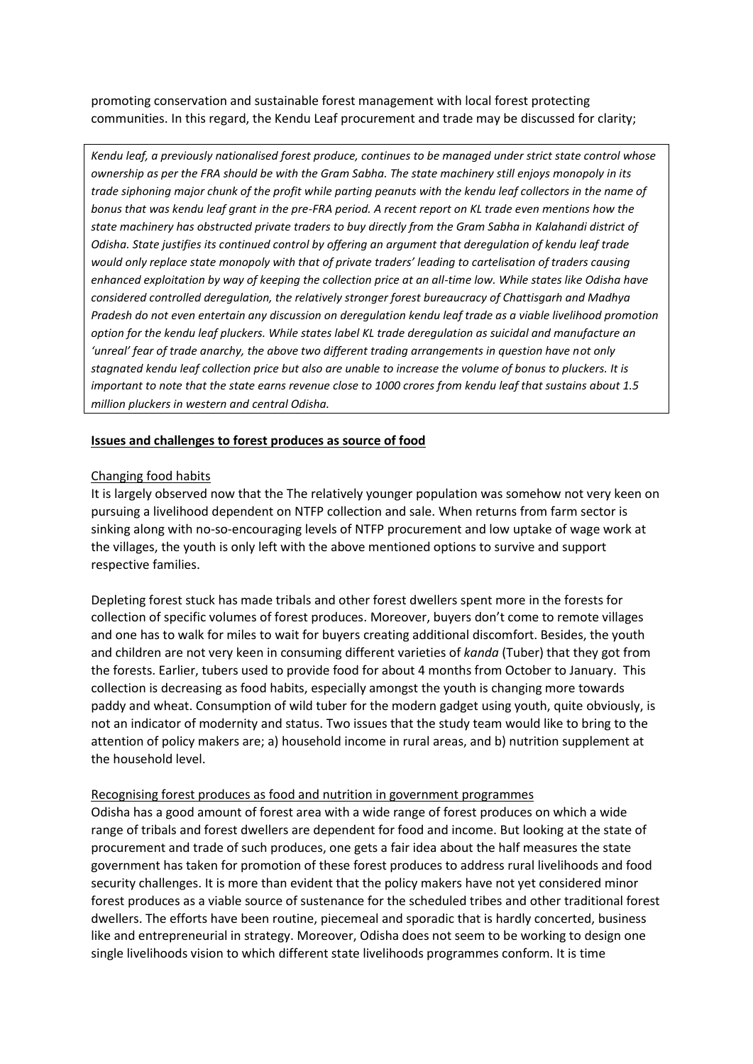promoting conservation and sustainable forest management with local forest protecting communities. In this regard, the Kendu Leaf procurement and trade may be discussed for clarity;

> *Kendu leaf, a previously nationalised forest produce, continues to be managed under strict state control whose ownership as per the FRA should be with the Gram Sabha. The state machinery still enjoys monopoly in its trade siphoning major chunk of the profit while parting peanuts with the kendu leaf collectors in the name of bonus that was kendu leaf grant in the pre-FRA period. A recent report on KL trade even mentions how the state machinery has obstructed private traders to buy directly from the Gram Sabha in Kalahandi district of Odisha. State justifies its continued control by offering an argument that deregulation of kendu leaf trade would only replace state monopoly with that of private traders' leading to cartelisation of traders causing enhanced exploitation by way of keeping the collection price at an all-time low. While states like Odisha have considered controlled deregulation, the relatively stronger forest bureaucracy of Chattisgarh and Madhya Pradesh do not even entertain any discussion on deregulation kendu leaf trade as a viable livelihood promotion option for the kendu leaf pluckers. While states label KL trade deregulation as suicidal and manufacture an 'unreal' fear of trade anarchy, the above two different trading arrangements in question have not only stagnated kendu leaf collection price but also are unable to increase the volume of bonus to pluckers. It is important to note that the state earns revenue close to 1000 crores from kendu leaf that sustains about 1.5 million pluckers in western and central Odisha.*

## Issues and challenges to forest produces as source of food

### Changing food habits

It is largely observed now that the The relatively younger population was somehow not very keen on pursuing a livelihood dependent on NTFP collection and sale. When returns from farm sector is sinking along with no-so-encouraging levels of NTFP procurement and low uptake of wage work at the villages, the youth is only left with the above mentioned options to survive and support respective families.

Depleting forest stuck has made tribals and other forest dwellers spent more in the forests for collection of specific volumes of forest produces. Moreover, buyers don't come to remote villages and one has to walk for miles to wait for buyers creating additional discomfort. Besides, the youth and children are not very keen in consuming different varieties of *kanda* (Tuber) that they got from the forests. Earlier, tubers used to provide food for about 4 months from October to January. This collection is decreasing as food habits, especially amongst the youth is changing more towards paddy and wheat. Consumption of wild tuber for the modern gadget using youth, quite obviously, is not an indicator of modernity and status. Two issues that the study team would like to bring to the attention of policy makers are; a) household income in rural areas, and b) nutrition supplement at the household level.

### Recognising forest produces as food and nutrition in government programmes

Odisha has a good amount of forest area with a wide range of forest produces on which a wide range of tribals and forest dwellers are dependent for food and income. But looking at the state of procurement and trade of such produces, one gets a fair idea about the half measures the state government has taken for promotion of these forest produces to address rural livelihoods and food security challenges. It is more than evident that the policy makers have not yet considered minor forest produces as a viable source of sustenance for the scheduled tribes and other traditional forest dwellers. The efforts have been routine, piecemeal and sporadic that is hardly concerted, business like and entrepreneurial in strategy. Moreover, Odisha does not seem to be working to design one single livelihoods vision to which different state livelihoods programmes conform. It is time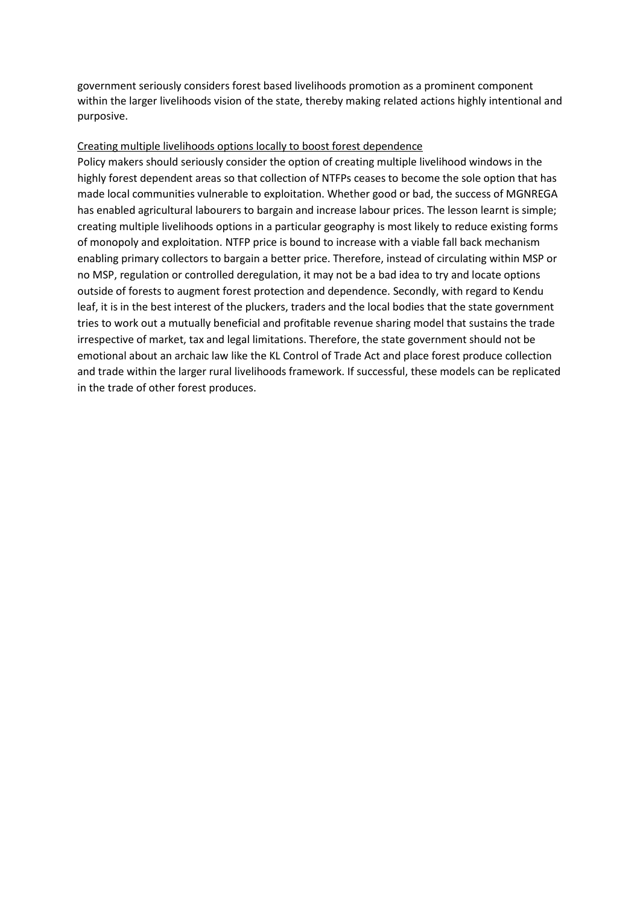government seriously considers forest based livelihoods promotion as a prominent component within the larger livelihoods vision of the state, thereby making related actions highly intentional and purposive.

<u>Creating multiple livelihoods options locally to boost forest dependence</u>

Policy makers should seriously consider the option of creating multiple livelihood windows in the highly forest dependent areas so that collection of NTFPs ceases to become the sole option that has made local communities vulnerable to exploitation. Whether good or bad, the success of MGNREGA has enabled agricultural labourers to bargain and increase labour prices. The lesson learnt is simple; creating multiple livelihoods options in a particular geography is most likely to reduce existing forms of monopoly and exploitation. NTFP price is bound to increase with a viable fall back mechanism enabling primary collectors to bargain a better price. Therefore, instead of circulating within MSP or no MSP, regulation or controlled deregulation, it may not be a bad idea to try and locate options outside of forests to augment forest protection and dependence. Secondly, with regard to Kendu leaf, it is in the best interest of the pluckers, traders and the local bodies that the state government tries to work out a mutually beneficial and profitable revenue sharing model that sustains the trade irrespective of market, tax and legal limitations. Therefore, the state government should not be emotional about an archaic law like the KL Control of Trade Act and place forest produce collection and trade within the larger rural livelihoods framework. If successful, these models can be replicated in the trade of other forest produces.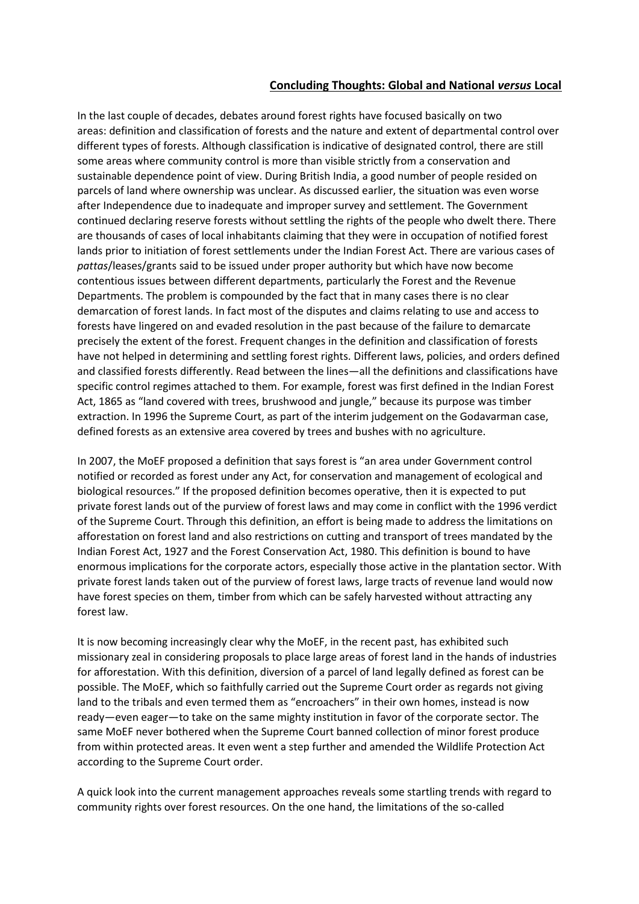## Concluding Thoughts: Global and National *versus* Local

In the last couple of decades, debates around forest rights have focused basically on two areas: definition and classification of forests and the nature and extent of departmental control over different types of forests. Although classification is indicative of designated control, there are still some areas where community control is more than visible strictly from a conservation and sustainable dependence point of view. During British India, a good number of people resided on parcels of land where ownership was unclear. As discussed earlier, the situation was even worse after Independence due to inadequate and improper survey and settlement. The Government continued declaring reserve forests without settling the rights of the people who dwelt there. There are thousands of cases of local inhabitants claiming that they were in occupation of notified forest lands prior to initiation of forest settlements under the Indian Forest Act. There are various cases of *pattas*/leases/grants said to be issued under proper authority but which have now become contentious issues between different departments, particularly the Forest and the Revenue Departments. The problem is compounded by the fact that in many cases there is no clear demarcation of forest lands. In fact most of the disputes and claims relating to use and access to forests have lingered on and evaded resolution in the past because of the failure to demarcate precisely the extent of the forest. Frequent changes in the definition and classification of forests have not helped in determining and settling forest rights. Different laws, policies, and orders defined and classified forests differently. Read between the lines—all the definitions and classifications have specific control regimes attached to them. For example, forest was first defined in the Indian Forest Act, 1865 as "land covered with trees, brushwood and jungle," because its purpose was timber extraction. In 1996 the Supreme Court, as part of the interim judgement on the Godavarman case, defined forests as an extensive area covered by trees and bushes with no agriculture.

In 2007, the MoEF proposed a definition that says forest is "an area under Government control notified or recorded as forest under any Act, for conservation and management of ecological and biological resources." If the proposed definition becomes operative, then it is expected to put private forest lands out of the purview of forest laws and may come in conflict with the 1996 verdict of the Supreme Court. Through this definition, an effort is being made to address the limitations on afforestation on forest land and also restrictions on cutting and transport of trees mandated by the Indian Forest Act, 1927 and the Forest Conservation Act, 1980. This definition is bound to have enormous implications for the corporate actors, especially those active in the plantation sector. With private forest lands taken out of the purview of forest laws, large tracts of revenue land would now have forest species on them, timber from which can be safely harvested without attracting any forest law.

It is now becoming increasingly clear why the MoEF, in the recent past, has exhibited such missionary zeal in considering proposals to place large areas of forest land in the hands of industries for afforestation. With this definition, diversion of a parcel of land legally defined as forest can be possible. The MoEF, which so faithfully carried out the Supreme Court order as regards not giving land to the tribals and even termed them as "encroachers" in their own homes, instead is now ready—even eager—to take on the same mighty institution in favor of the corporate sector. The same MoEF never bothered when the Supreme Court banned collection of minor forest produce from within protected areas. It even went a step further and amended the Wildlife Protection Act according to the Supreme Court order.

A quick look into the current management approaches reveals some startling trends with regard to community rights over forest resources. On the one hand, the limitations of the so-called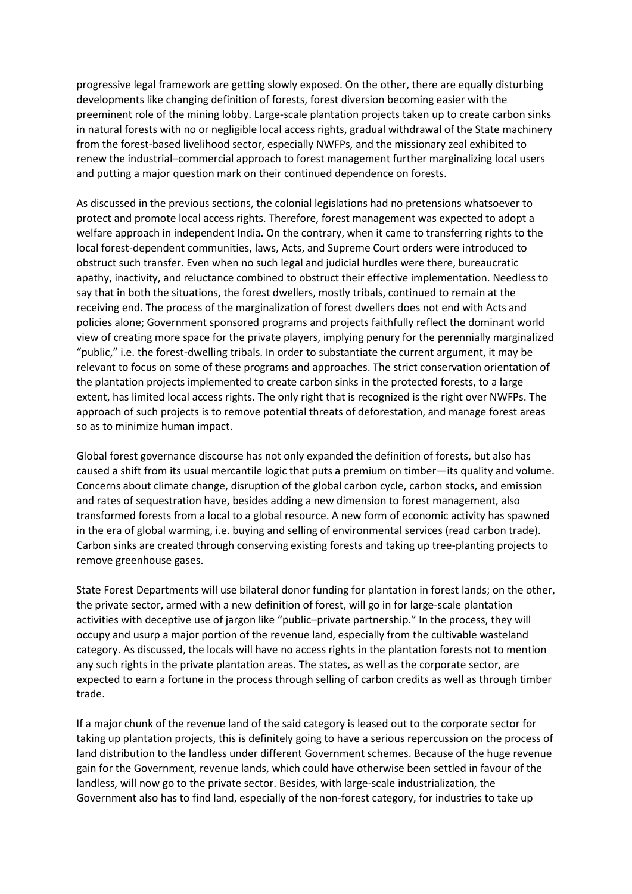progressive legal framework are getting slowly exposed. On the other, there are equally disturbing developments like changing definition of forests, forest diversion becoming easier with the preeminent role of the mining lobby. Large-scale plantation projects taken up to create carbon sinks in natural forests with no or negligible local access rights, gradual withdrawal of the State machinery from the forest-based livelihood sector, especially NWFPs, and the missionary zeal exhibited to renew the industrial–commercial approach to forest management further marginalizing local users and putting a major question mark on their continued dependence on forests.

As discussed in the previous sections, the colonial legislations had no pretensions whatsoever to protect and promote local access rights. Therefore, forest management was expected to adopt a welfare approach in independent India. On the contrary, when it came to transferring rights to the local forest-dependent communities, laws, Acts, and Supreme Court orders were introduced to obstruct such transfer. Even when no such legal and judicial hurdles were there, bureaucratic apathy, inactivity, and reluctance combined to obstruct their effective implementation. Needless to say that in both the situations, the forest dwellers, mostly tribals, continued to remain at the receiving end. The process of the marginalization of forest dwellers does not end with Acts and policies alone; Government sponsored programs and projects faithfully reflect the dominant world view of creating more space for the private players, implying penury for the perennially marginalized "public," i.e. the forest-dwelling tribals. In order to substantiate the current argument, it may be relevant to focus on some of these programs and approaches. The strict conservation orientation of the plantation projects implemented to create carbon sinks in the protected forests, to a large extent, has limited local access rights. The only right that is recognized is the right over NWFPs. The approach of such projects is to remove potential threats of deforestation, and manage forest areas so as to minimize human impact.

Global forest governance discourse has not only expanded the definition of forests, but also has caused a shift from its usual mercantile logic that puts a premium on timber—its quality and volume. Concerns about climate change, disruption of the global carbon cycle, carbon stocks, and emission and rates of sequestration have, besides adding a new dimension to forest management, also transformed forests from a local to a global resource. A new form of economic activity has spawned in the era of global warming, i.e. buying and selling of environmental services (read carbon trade). Carbon sinks are created through conserving existing forests and taking up tree-planting projects to remove greenhouse gases.

State Forest Departments will use bilateral donor funding for plantation in forest lands; on the other, the private sector, armed with a new definition of forest, will go in for large-scale plantation activities with deceptive use of jargon like "public–private partnership." In the process, they will occupy and usurp a major portion of the revenue land, especially from the cultivable wasteland category. As discussed, the locals will have no access rights in the plantation forests not to mention any such rights in the private plantation areas. The states, as well as the corporate sector, are expected to earn a fortune in the process through selling of carbon credits as well as through timber trade.

If a major chunk of the revenue land of the said category is leased out to the corporate sector for taking up plantation projects, this is definitely going to have a serious repercussion on the process of land distribution to the landless under different Government schemes. Because of the huge revenue gain for the Government, revenue lands, which could have otherwise been settled in favour of the landless, will now go to the private sector. Besides, with large-scale industrialization, the Government also has to find land, especially of the non-forest category, for industries to take up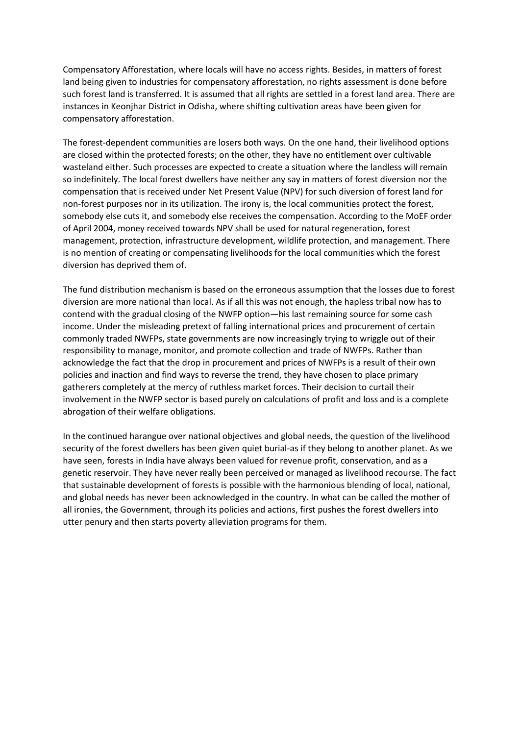Compensatory Afforestation, where locals will have no access rights. Besides, in matters of forest land being given to industries for compensatory afforestation, no rights assessment is done before such forest land is transferred. It is assumed that all rights are settled in a forest land area. There are instances in Keonjhar District in Odisha, where shifting cultivation areas have been given for compensatory afforestation.

The forest-dependent communities are losers both ways. On the one hand, their livelihood options are closed within the protected forests; on the other, they have no entitlement over cultivable wasteland either. Such processes are expected to create a situation where the landless will remain so indefinitely. The local forest dwellers have neither any say in matters of forest diversion nor the compensation that is received under Net Present Value (NPV) for such diversion of forest land for non-forest purposes nor in its utilization. The irony is, the local communities protect the forest, somebody else cuts it, and somebody else receives the compensation. According to the MoEF order of April 2004, money received towards NPV shall be used for natural regeneration, forest management, protection, infrastructure development, wildlife protection, and management. There is no mention of creating or compensating livelihoods for the local communities which the forest diversion has deprived them of.

The fund distribution mechanism is based on the erroneous assumption that the losses due to forest diversion are more national than local. As if all this was not enough, the hapless tribal now has to contend with the gradual closing of the NWFP option—his last remaining source for some cash income. Under the misleading pretext of falling international prices and procurement of certain commonly traded NWFPs, state governments are now increasingly trying to wriggle out of their responsibility to manage, monitor, and promote collection and trade of NWFPs. Rather than acknowledge the fact that the drop in procurement and prices of NWFPs is a result of their own policies and inaction and find ways to reverse the trend, they have chosen to place primary gatherers completely at the mercy of ruthless market forces. Their decision to curtail their involvement in the NWFP sector is based purely on calculations of profit and loss and is a complete abrogation of their welfare obligations.

In the continued harangue over national objectives and global needs, the question of the livelihood security of the forest dwellers has been given quiet burial-as if they belong to another planet. As we have seen, forests in India have always been valued for revenue profit, conservation, and as a genetic reservoir. They have never really been perceived or managed as livelihood recourse. The fact that sustainable development of forests is possible with the harmonious blending of local, national, and global needs has never been acknowledged in the country. In what can be called the mother of all ironies, the Government, through its policies and actions, first pushes the forest dwellers into utter penury and then starts poverty alleviation programs for them.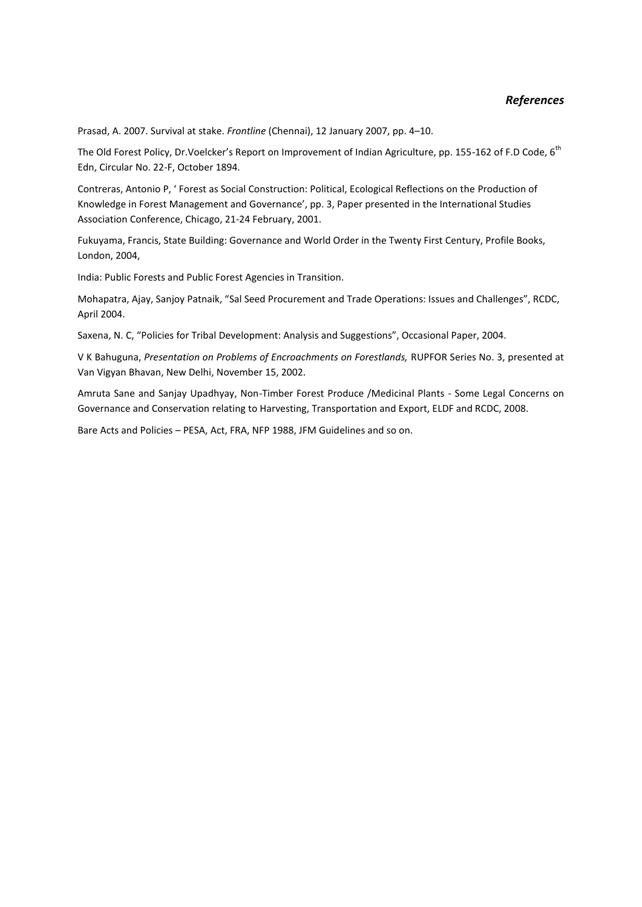## *References*

Prasad, A. 2007. Survival at stake. *Frontline* (Chennai), 12 January 2007, pp. 4–10.

The Old Forest Policy, Dr.Voelcker's Report on Improvement of Indian Agriculture, pp. 155-162 of F.D Code, 6th Edn, Circular No. 22-F, October 1894.

Contreras, Antonio P, ' Forest as Social Construction: Political, Ecological Reflections on the Production of Knowledge in Forest Management and Governance', pp. 3, Paper presented in the International Studies Association Conference, Chicago, 21-24 February, 2001.

Fukuyama, Francis, State Building: Governance and World Order in the Twenty First Century, Profile Books, London, 2004,

India: Public Forests and Public Forest Agencies in Transition.

Mohapatra, Ajay, Sanjoy Patnaik, "Sal Seed Procurement and Trade Operations: Issues and Challenges", RCDC, April 2004.

Saxena, N. C, "Policies for Tribal Development: Analysis and Suggestions", Occasional Paper, 2004.

V K Bahuguna, *Presentation on Problems of Encroachments on Forestlands,* RUPFOR Series No. 3, presented at Van Vigyan Bhavan, New Delhi, November 15, 2002.

Amruta Sane and Sanjay Upadhyay, Non-Timber Forest Produce /Medicinal Plants - Some Legal Concerns on Governance and Conservation relating to Harvesting, Transportation and Export, ELDF and RCDC, 2008.

Bare Acts and Policies – PESA, Act, FRA, NFP 1988, JFM Guidelines and so on.